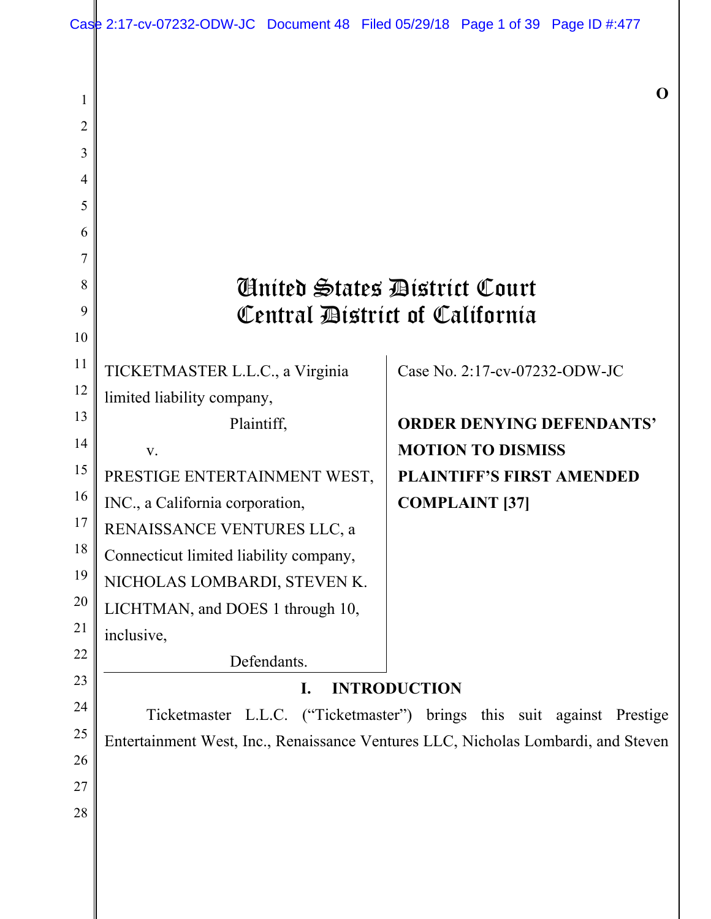O

# United States District Court
# Central District of California

| | |
|---|---|
| TICKETMASTER L.L.C., a Virginia limited liability company,<br><br>Plaintiff,<br><br>v.<br><br>PRESTIGE ENTERTAINMENT WEST, INC., a California corporation, RENAISSANCE VENTURES LLC, a Connecticut limited liability company, NICHOLAS LOMBARDI, STEVEN K. LICHTMAN, and DOES 1 through 10, inclusive,<br><br>Defendants. | Case No. 2:17-cv-07232-ODW-JC<br><br>**ORDER DENYING DEFENDANTS' MOTION TO DISMISS PLAINTIFF'S FIRST AMENDED COMPLAINT [37]** |

## I. INTRODUCTION

Ticketmaster L.L.C. ("Ticketmaster") brings this suit against Prestige Entertainment West, Inc., Renaissance Ventures LLC, Nicholas Lombardi, and Steven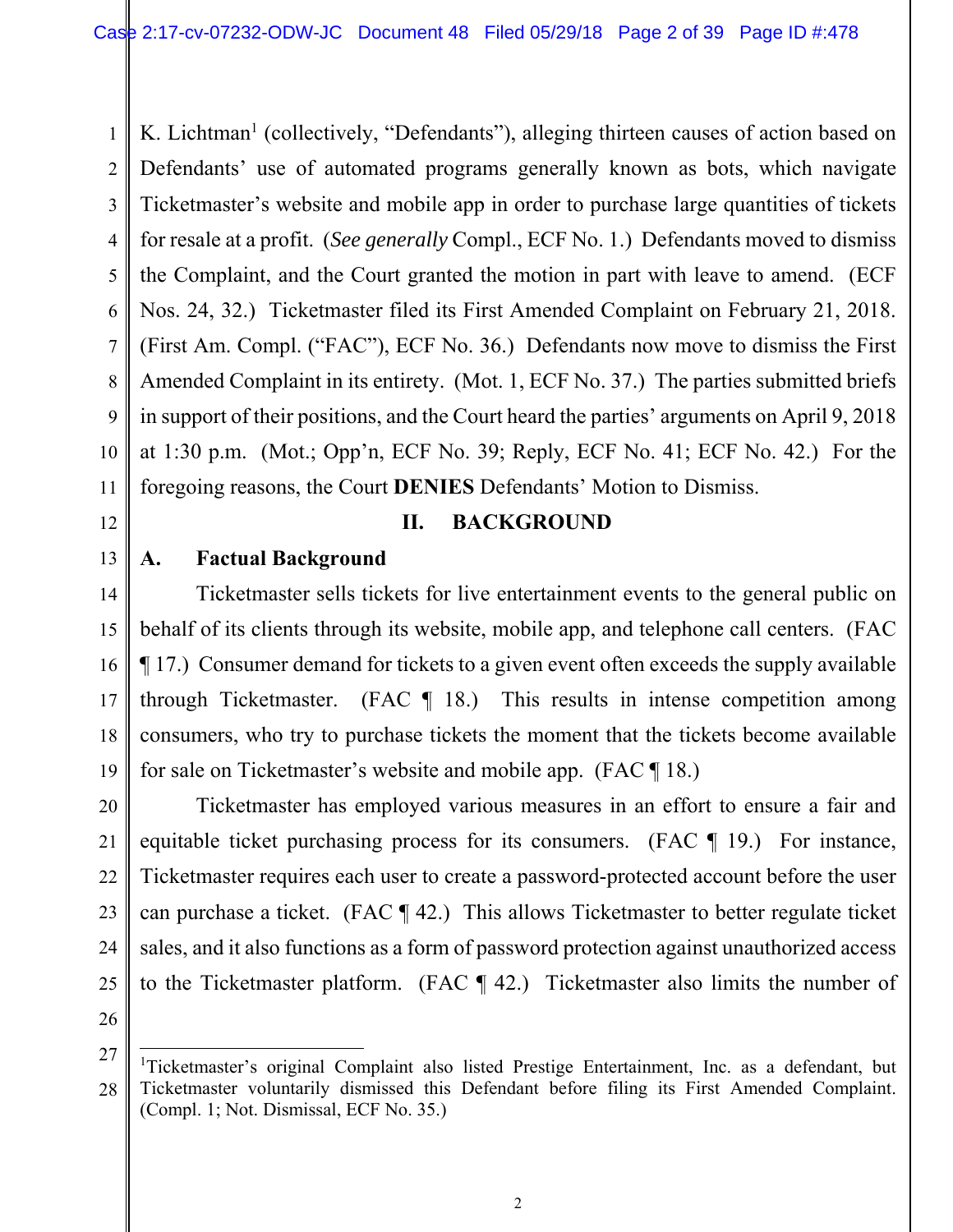K. Lichtman[1] (collectively, "Defendants"), alleging thirteen causes of action based on Defendants' use of automated programs generally known as bots, which navigate Ticketmaster's website and mobile app in order to purchase large quantities of tickets for resale at a profit. (*See generally* Compl., ECF No. 1.) Defendants moved to dismiss the Complaint, and the Court granted the motion in part with leave to amend. (ECF Nos. 24, 32.) Ticketmaster filed its First Amended Complaint on February 21, 2018. (First Am. Compl. ("FAC"), ECF No. 36.) Defendants now move to dismiss the First Amended Complaint in its entirety. (Mot. 1, ECF No. 37.) The parties submitted briefs in support of their positions, and the Court heard the parties' arguments on April 9, 2018 at 1:30 p.m. (Mot.; Opp'n, ECF No. 39; Reply, ECF No. 41; ECF No. 42.) For the foregoing reasons, the Court **DENIES** Defendants' Motion to Dismiss.

## II. BACKGROUND

### A. Factual Background

Ticketmaster sells tickets for live entertainment events to the general public on behalf of its clients through its website, mobile app, and telephone call centers. (FAC ¶ 17.) Consumer demand for tickets to a given event often exceeds the supply available through Ticketmaster. (FAC ¶ 18.) This results in intense competition among consumers, who try to purchase tickets the moment that the tickets become available for sale on Ticketmaster's website and mobile app. (FAC ¶ 18.)

Ticketmaster has employed various measures in an effort to ensure a fair and equitable ticket purchasing process for its consumers. (FAC ¶ 19.) For instance, Ticketmaster requires each user to create a password-protected account before the user can purchase a ticket. (FAC ¶ 42.) This allows Ticketmaster to better regulate ticket sales, and it also functions as a form of password protection against unauthorized access to the Ticketmaster platform. (FAC ¶ 42.) Ticketmaster also limits the number of

---

[1] Ticketmaster's original Complaint also listed Prestige Entertainment, Inc. as a defendant, but Ticketmaster voluntarily dismissed this Defendant before filing its First Amended Complaint. (Compl. 1; Not. Dismissal, ECF No. 35.)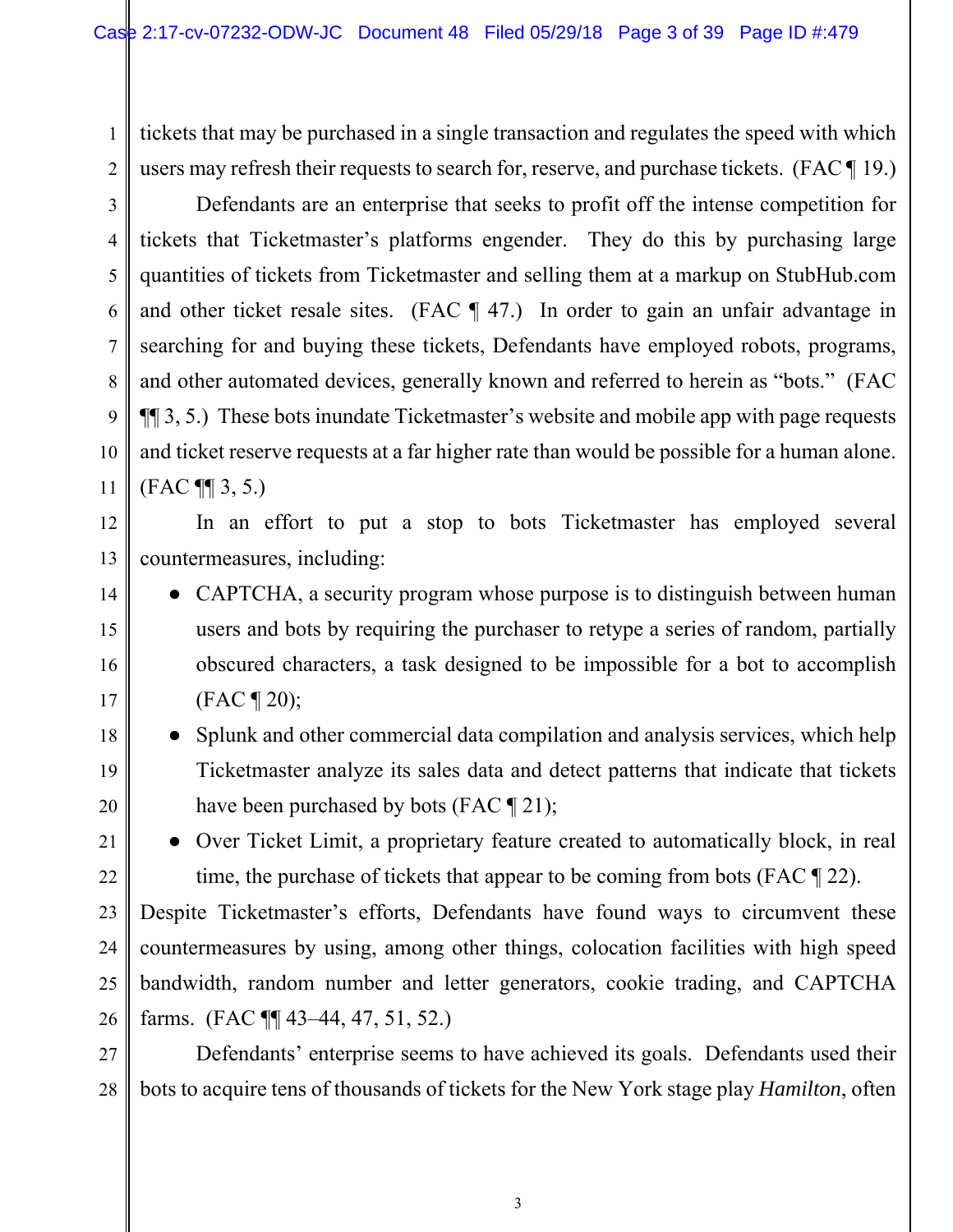tickets that may be purchased in a single transaction and regulates the speed with which users may refresh their requests to search for, reserve, and purchase tickets. (FAC ¶ 19.)

Defendants are an enterprise that seeks to profit off the intense competition for tickets that Ticketmaster's platforms engender. They do this by purchasing large quantities of tickets from Ticketmaster and selling them at a markup on StubHub.com and other ticket resale sites. (FAC ¶ 47.) In order to gain an unfair advantage in searching for and buying these tickets, Defendants have employed robots, programs, and other automated devices, generally known and referred to herein as "bots." (FAC ¶¶ 3, 5.) These bots inundate Ticketmaster's website and mobile app with page requests and ticket reserve requests at a far higher rate than would be possible for a human alone. (FAC ¶¶ 3, 5.)

In an effort to put a stop to bots Ticketmaster has employed several countermeasures, including:

- CAPTCHA, a security program whose purpose is to distinguish between human users and bots by requiring the purchaser to retype a series of random, partially obscured characters, a task designed to be impossible for a bot to accomplish (FAC ¶ 20);
- Splunk and other commercial data compilation and analysis services, which help Ticketmaster analyze its sales data and detect patterns that indicate that tickets have been purchased by bots (FAC ¶ 21);
- Over Ticket Limit, a proprietary feature created to automatically block, in real time, the purchase of tickets that appear to be coming from bots (FAC ¶ 22).

Despite Ticketmaster's efforts, Defendants have found ways to circumvent these countermeasures by using, among other things, colocation facilities with high speed bandwidth, random number and letter generators, cookie trading, and CAPTCHA farms. (FAC ¶¶ 43–44, 47, 51, 52.)

Defendants' enterprise seems to have achieved its goals. Defendants used their bots to acquire tens of thousands of tickets for the New York stage play *Hamilton*, often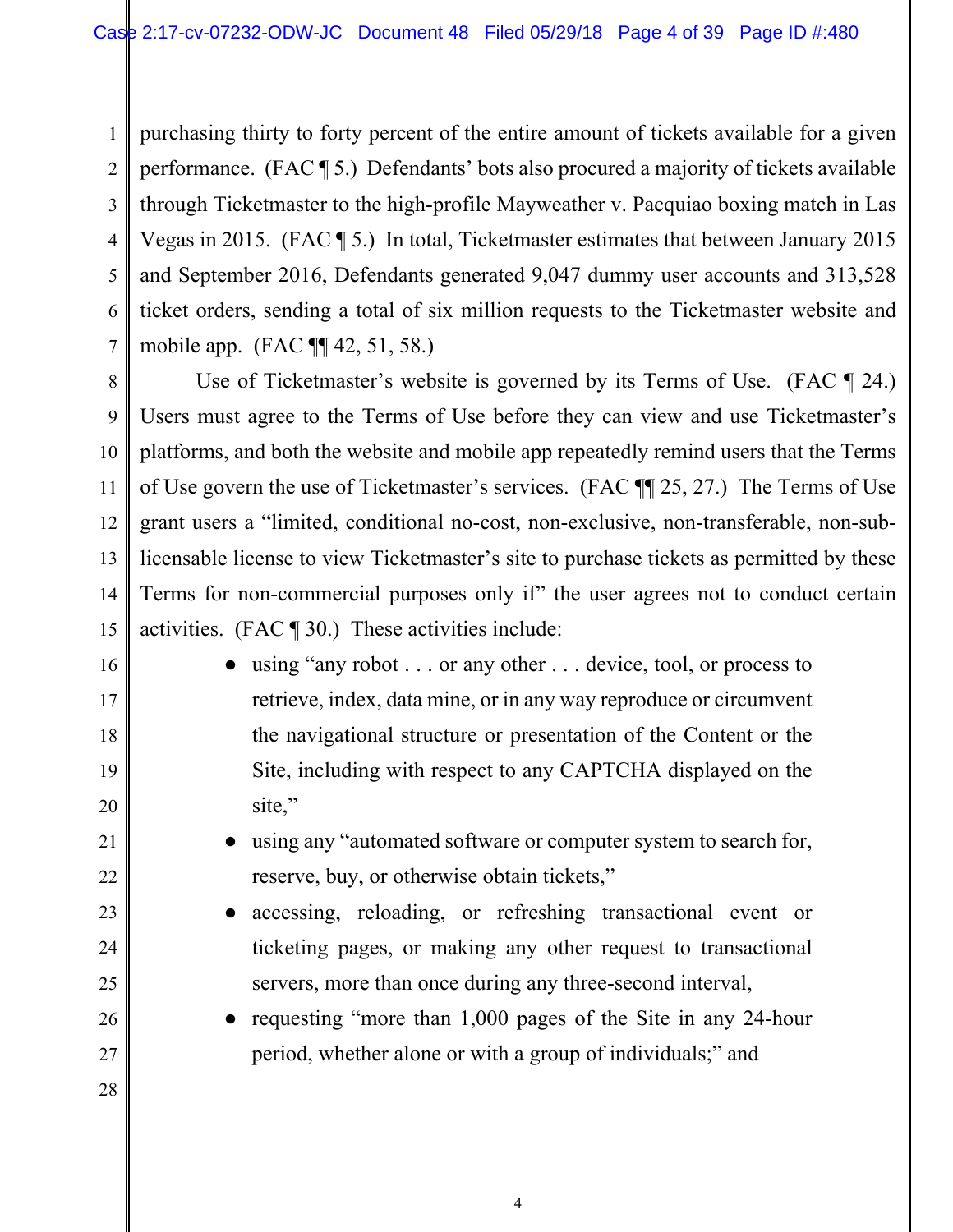purchasing thirty to forty percent of the entire amount of tickets available for a given performance. (FAC ¶ 5.) Defendants' bots also procured a majority of tickets available through Ticketmaster to the high-profile Mayweather v. Pacquiao boxing match in Las Vegas in 2015. (FAC ¶ 5.) In total, Ticketmaster estimates that between January 2015 and September 2016, Defendants generated 9,047 dummy user accounts and 313,528 ticket orders, sending a total of six million requests to the Ticketmaster website and mobile app. (FAC ¶¶ 42, 51, 58.)

Use of Ticketmaster's website is governed by its Terms of Use. (FAC ¶ 24.) Users must agree to the Terms of Use before they can view and use Ticketmaster's platforms, and both the website and mobile app repeatedly remind users that the Terms of Use govern the use of Ticketmaster's services. (FAC ¶¶ 25, 27.) The Terms of Use grant users a "limited, conditional no-cost, non-exclusive, non-transferable, non-sub-licensable license to view Ticketmaster's site to purchase tickets as permitted by these Terms for non-commercial purposes only if" the user agrees not to conduct certain activities. (FAC ¶ 30.) These activities include:

- using "any robot . . . or any other . . . device, tool, or process to retrieve, index, data mine, or in any way reproduce or circumvent the navigational structure or presentation of the Content or the Site, including with respect to any CAPTCHA displayed on the site,"
- using any "automated software or computer system to search for, reserve, buy, or otherwise obtain tickets,"
- accessing, reloading, or refreshing transactional event or ticketing pages, or making any other request to transactional servers, more than once during any three-second interval,
- requesting "more than 1,000 pages of the Site in any 24-hour period, whether alone or with a group of individuals;" and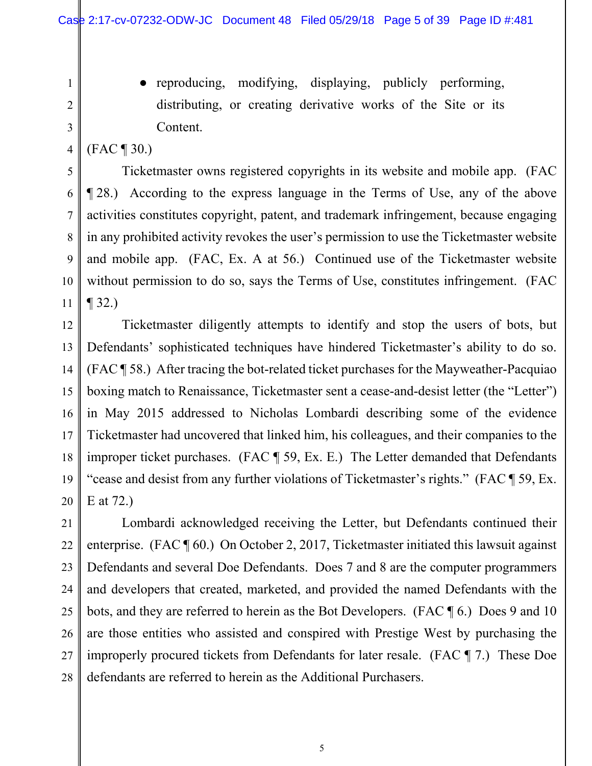- reproducing, modifying, displaying, publicly performing, distributing, or creating derivative works of the Site or its Content.

(FAC ¶ 30.)

Ticketmaster owns registered copyrights in its website and mobile app. (FAC ¶ 28.) According to the express language in the Terms of Use, any of the above activities constitutes copyright, patent, and trademark infringement, because engaging in any prohibited activity revokes the user's permission to use the Ticketmaster website and mobile app. (FAC, Ex. A at 56.) Continued use of the Ticketmaster website without permission to do so, says the Terms of Use, constitutes infringement. (FAC ¶ 32.)

Ticketmaster diligently attempts to identify and stop the users of bots, but Defendants' sophisticated techniques have hindered Ticketmaster's ability to do so. (FAC ¶ 58.) After tracing the bot-related ticket purchases for the Mayweather-Pacquiao boxing match to Renaissance, Ticketmaster sent a cease-and-desist letter (the "Letter") in May 2015 addressed to Nicholas Lombardi describing some of the evidence Ticketmaster had uncovered that linked him, his colleagues, and their companies to the improper ticket purchases. (FAC ¶ 59, Ex. E.) The Letter demanded that Defendants "cease and desist from any further violations of Ticketmaster's rights." (FAC ¶ 59, Ex. E at 72.)

Lombardi acknowledged receiving the Letter, but Defendants continued their enterprise. (FAC ¶ 60.) On October 2, 2017, Ticketmaster initiated this lawsuit against Defendants and several Doe Defendants. Does 7 and 8 are the computer programmers and developers that created, marketed, and provided the named Defendants with the bots, and they are referred to herein as the Bot Developers. (FAC ¶ 6.) Does 9 and 10 are those entities who assisted and conspired with Prestige West by purchasing the improperly procured tickets from Defendants for later resale. (FAC ¶ 7.) These Doe defendants are referred to herein as the Additional Purchasers.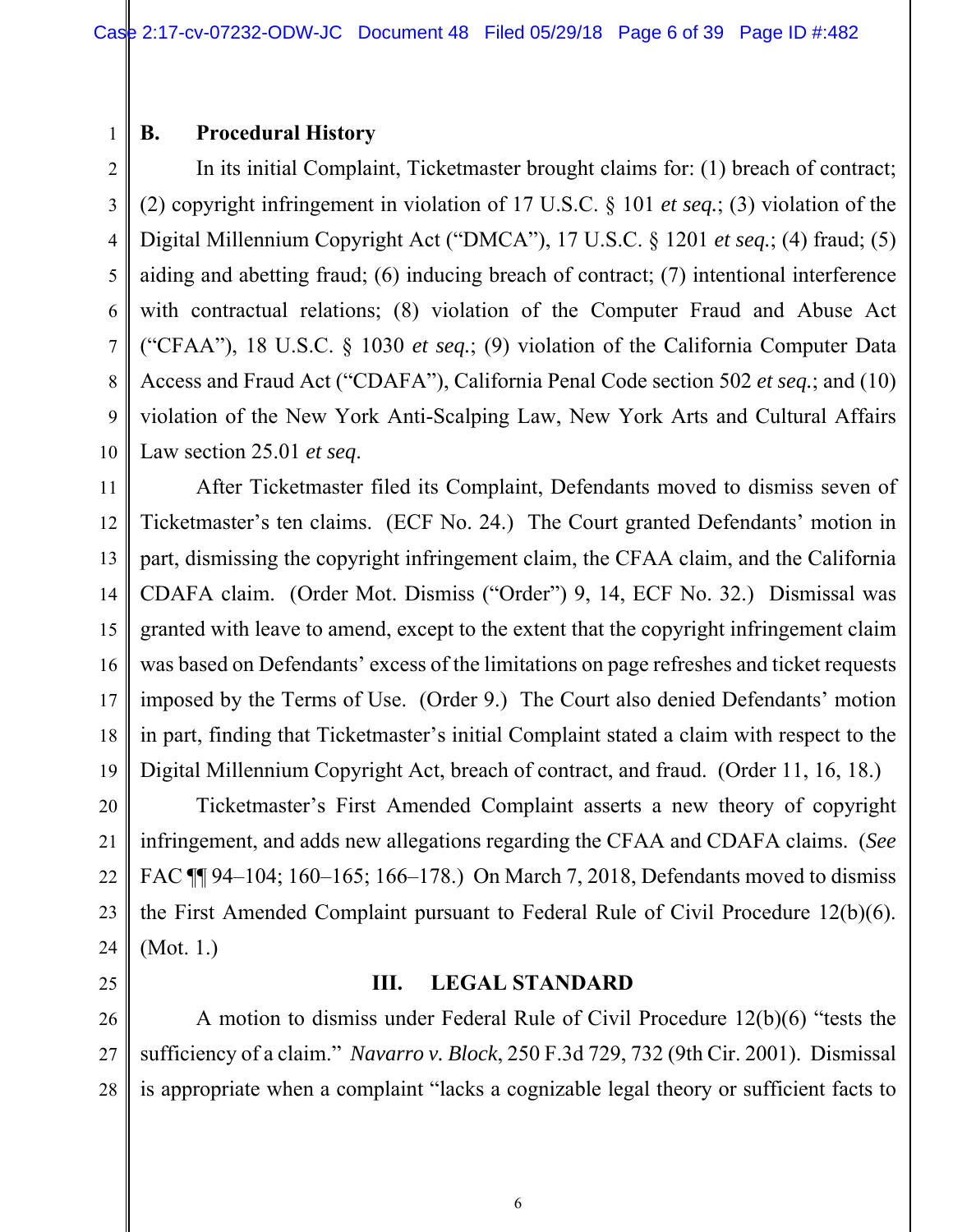### B. Procedural History

In its initial Complaint, Ticketmaster brought claims for: (1) breach of contract; (2) copyright infringement in violation of 17 U.S.C. § 101 *et seq.*; (3) violation of the Digital Millennium Copyright Act ("DMCA"), 17 U.S.C. § 1201 *et seq.*; (4) fraud; (5) aiding and abetting fraud; (6) inducing breach of contract; (7) intentional interference with contractual relations; (8) violation of the Computer Fraud and Abuse Act ("CFAA"), 18 U.S.C. § 1030 *et seq.*; (9) violation of the California Computer Data Access and Fraud Act ("CDAFA"), California Penal Code section 502 *et seq.*; and (10) violation of the New York Anti-Scalping Law, New York Arts and Cultural Affairs Law section 25.01 *et seq*.

After Ticketmaster filed its Complaint, Defendants moved to dismiss seven of Ticketmaster's ten claims. (ECF No. 24.) The Court granted Defendants' motion in part, dismissing the copyright infringement claim, the CFAA claim, and the California CDAFA claim. (Order Mot. Dismiss ("Order") 9, 14, ECF No. 32.) Dismissal was granted with leave to amend, except to the extent that the copyright infringement claim was based on Defendants' excess of the limitations on page refreshes and ticket requests imposed by the Terms of Use. (Order 9.) The Court also denied Defendants' motion in part, finding that Ticketmaster's initial Complaint stated a claim with respect to the Digital Millennium Copyright Act, breach of contract, and fraud. (Order 11, 16, 18.)

Ticketmaster's First Amended Complaint asserts a new theory of copyright infringement, and adds new allegations regarding the CFAA and CDAFA claims. (*See* FAC ¶¶ 94–104; 160–165; 166–178.) On March 7, 2018, Defendants moved to dismiss the First Amended Complaint pursuant to Federal Rule of Civil Procedure 12(b)(6). (Mot. 1.)

## III. LEGAL STANDARD

A motion to dismiss under Federal Rule of Civil Procedure 12(b)(6) "tests the sufficiency of a claim." *Navarro v. Block*, 250 F.3d 729, 732 (9th Cir. 2001). Dismissal is appropriate when a complaint "lacks a cognizable legal theory or sufficient facts to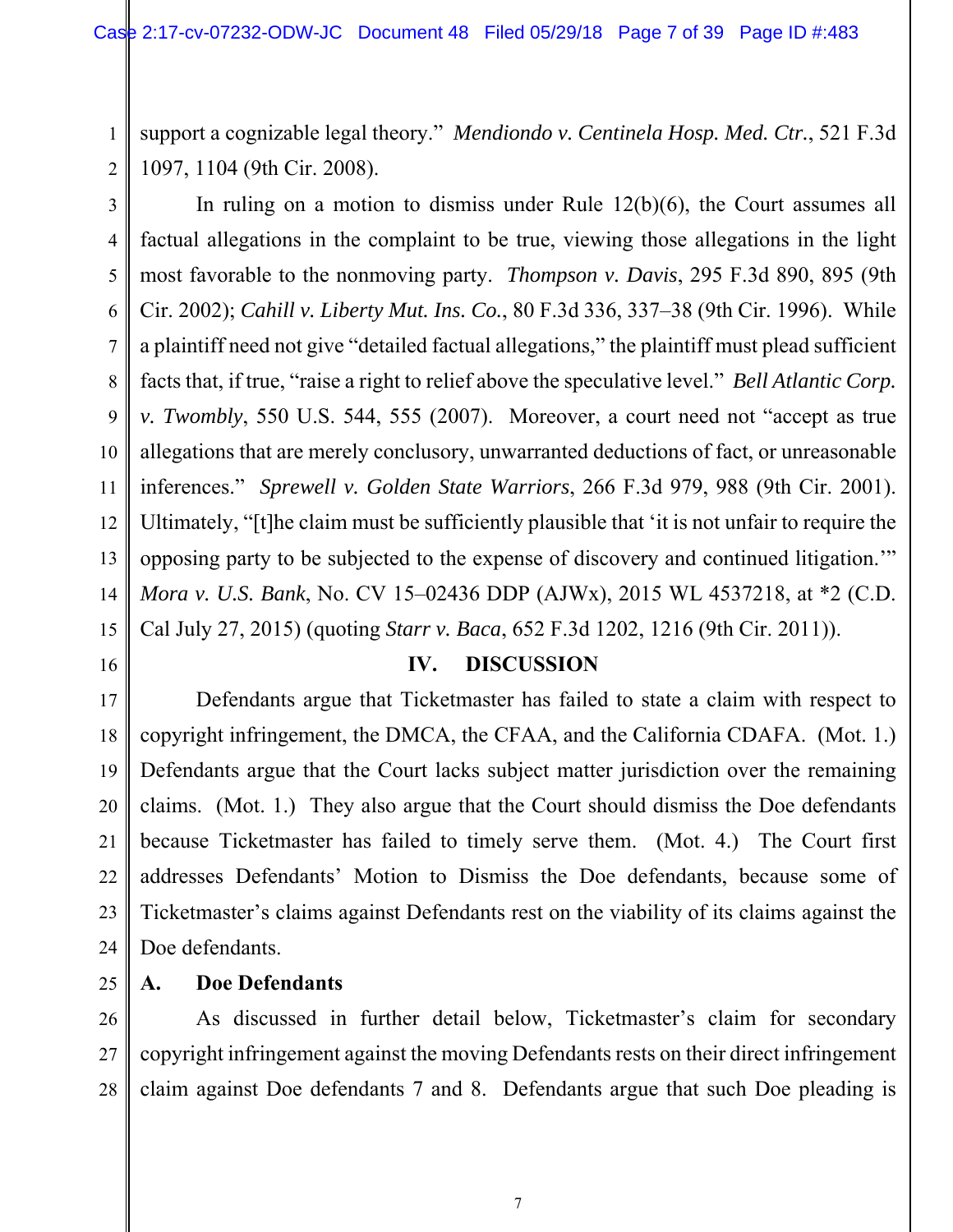support a cognizable legal theory." *Mendiondo v. Centinela Hosp. Med. Ctr.*, 521 F.3d 1097, 1104 (9th Cir. 2008).

In ruling on a motion to dismiss under Rule 12(b)(6), the Court assumes all factual allegations in the complaint to be true, viewing those allegations in the light most favorable to the nonmoving party. *Thompson v. Davis*, 295 F.3d 890, 895 (9th Cir. 2002); *Cahill v. Liberty Mut. Ins. Co.*, 80 F.3d 336, 337–38 (9th Cir. 1996). While a plaintiff need not give "detailed factual allegations," the plaintiff must plead sufficient facts that, if true, "raise a right to relief above the speculative level." *Bell Atlantic Corp. v. Twombly*, 550 U.S. 544, 555 (2007). Moreover, a court need not "accept as true allegations that are merely conclusory, unwarranted deductions of fact, or unreasonable inferences." *Sprewell v. Golden State Warriors*, 266 F.3d 979, 988 (9th Cir. 2001). Ultimately, "[t]he claim must be sufficiently plausible that 'it is not unfair to require the opposing party to be subjected to the expense of discovery and continued litigation.'" *Mora v. U.S. Bank*, No. CV 15–02436 DDP (AJWx), 2015 WL 4537218, at *2 (C.D. Cal July 27, 2015) (quoting *Starr v. Baca*, 652 F.3d 1202, 1216 (9th Cir. 2011)).

## IV. DISCUSSION

Defendants argue that Ticketmaster has failed to state a claim with respect to copyright infringement, the DMCA, the CFAA, and the California CDAFA. (Mot. 1.) Defendants argue that the Court lacks subject matter jurisdiction over the remaining claims. (Mot. 1.) They also argue that the Court should dismiss the Doe defendants because Ticketmaster has failed to timely serve them. (Mot. 4.) The Court first addresses Defendants' Motion to Dismiss the Doe defendants, because some of Ticketmaster's claims against Defendants rest on the viability of its claims against the Doe defendants.

### A. Doe Defendants

As discussed in further detail below, Ticketmaster's claim for secondary copyright infringement against the moving Defendants rests on their direct infringement claim against Doe defendants 7 and 8. Defendants argue that such Doe pleading is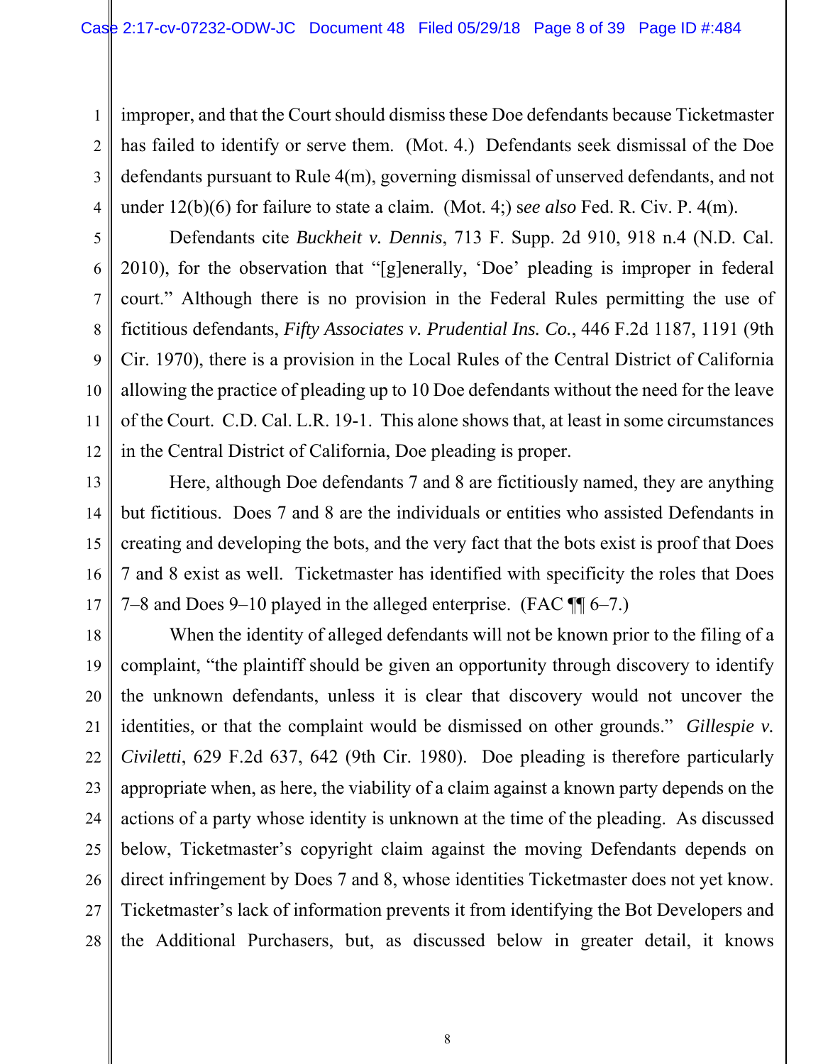improper, and that the Court should dismiss these Doe defendants because Ticketmaster has failed to identify or serve them. (Mot. 4.) Defendants seek dismissal of the Doe defendants pursuant to Rule 4(m), governing dismissal of unserved defendants, and not under 12(b)(6) for failure to state a claim. (Mot. 4;) s*ee also* Fed. R. Civ. P. 4(m).

Defendants cite *Buckheit v. Dennis*, 713 F. Supp. 2d 910, 918 n.4 (N.D. Cal. 2010), for the observation that "[g]enerally, 'Doe' pleading is improper in federal court." Although there is no provision in the Federal Rules permitting the use of fictitious defendants, *Fifty Associates v. Prudential Ins. Co.*, 446 F.2d 1187, 1191 (9th Cir. 1970), there is a provision in the Local Rules of the Central District of California allowing the practice of pleading up to 10 Doe defendants without the need for the leave of the Court. C.D. Cal. L.R. 19-1. This alone shows that, at least in some circumstances in the Central District of California, Doe pleading is proper.

Here, although Doe defendants 7 and 8 are fictitiously named, they are anything but fictitious. Does 7 and 8 are the individuals or entities who assisted Defendants in creating and developing the bots, and the very fact that the bots exist is proof that Does 7 and 8 exist as well. Ticketmaster has identified with specificity the roles that Does 7–8 and Does 9–10 played in the alleged enterprise. (FAC ¶¶ 6–7.)

When the identity of alleged defendants will not be known prior to the filing of a complaint, "the plaintiff should be given an opportunity through discovery to identify the unknown defendants, unless it is clear that discovery would not uncover the identities, or that the complaint would be dismissed on other grounds." *Gillespie v. Civiletti*, 629 F.2d 637, 642 (9th Cir. 1980). Doe pleading is therefore particularly appropriate when, as here, the viability of a claim against a known party depends on the actions of a party whose identity is unknown at the time of the pleading. As discussed below, Ticketmaster's copyright claim against the moving Defendants depends on direct infringement by Does 7 and 8, whose identities Ticketmaster does not yet know. Ticketmaster's lack of information prevents it from identifying the Bot Developers and the Additional Purchasers, but, as discussed below in greater detail, it knows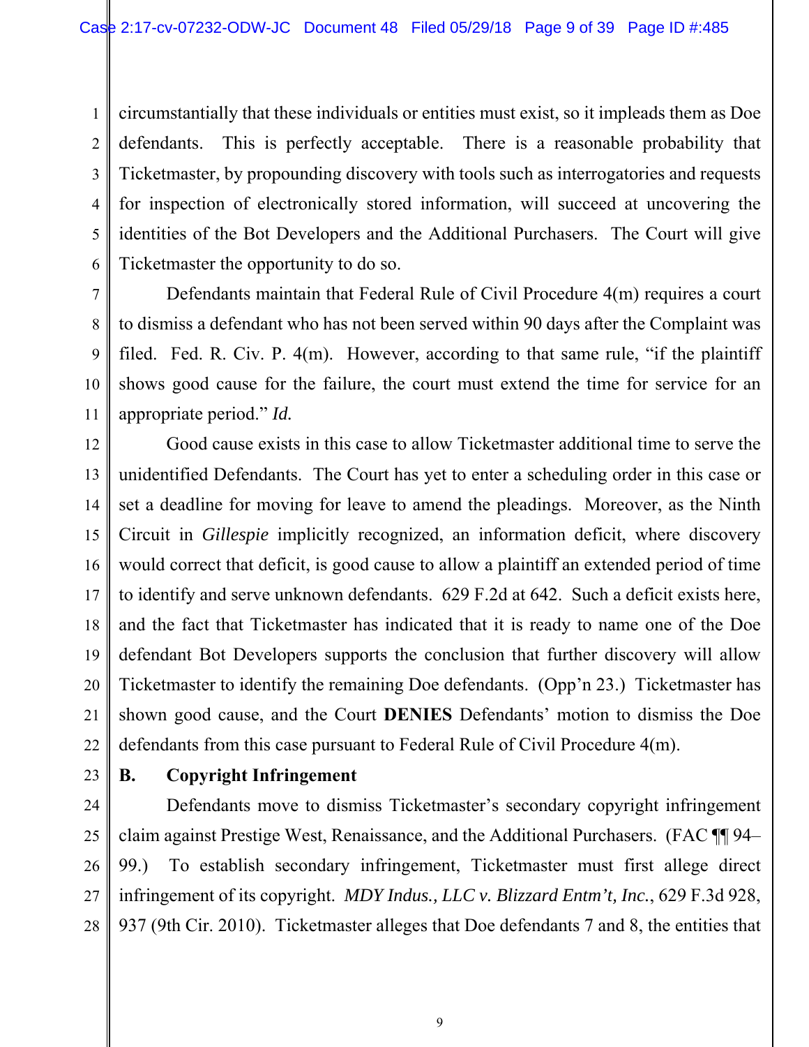circumstantially that these individuals or entities must exist, so it impleads them as Doe defendants. This is perfectly acceptable. There is a reasonable probability that Ticketmaster, by propounding discovery with tools such as interrogatories and requests for inspection of electronically stored information, will succeed at uncovering the identities of the Bot Developers and the Additional Purchasers. The Court will give Ticketmaster the opportunity to do so.

Defendants maintain that Federal Rule of Civil Procedure 4(m) requires a court to dismiss a defendant who has not been served within 90 days after the Complaint was filed. Fed. R. Civ. P. 4(m). However, according to that same rule, "if the plaintiff shows good cause for the failure, the court must extend the time for service for an appropriate period." *Id.*

Good cause exists in this case to allow Ticketmaster additional time to serve the unidentified Defendants. The Court has yet to enter a scheduling order in this case or set a deadline for moving for leave to amend the pleadings. Moreover, as the Ninth Circuit in *Gillespie* implicitly recognized, an information deficit, where discovery would correct that deficit, is good cause to allow a plaintiff an extended period of time to identify and serve unknown defendants. 629 F.2d at 642. Such a deficit exists here, and the fact that Ticketmaster has indicated that it is ready to name one of the Doe defendant Bot Developers supports the conclusion that further discovery will allow Ticketmaster to identify the remaining Doe defendants. (Opp'n 23.) Ticketmaster has shown good cause, and the Court **DENIES** Defendants' motion to dismiss the Doe defendants from this case pursuant to Federal Rule of Civil Procedure 4(m).

### B. Copyright Infringement

Defendants move to dismiss Ticketmaster's secondary copyright infringement claim against Prestige West, Renaissance, and the Additional Purchasers. (FAC ¶¶ 94–99.) To establish secondary infringement, Ticketmaster must first allege direct infringement of its copyright. *MDY Indus., LLC v. Blizzard Entm't, Inc.*, 629 F.3d 928, 937 (9th Cir. 2010). Ticketmaster alleges that Doe defendants 7 and 8, the entities that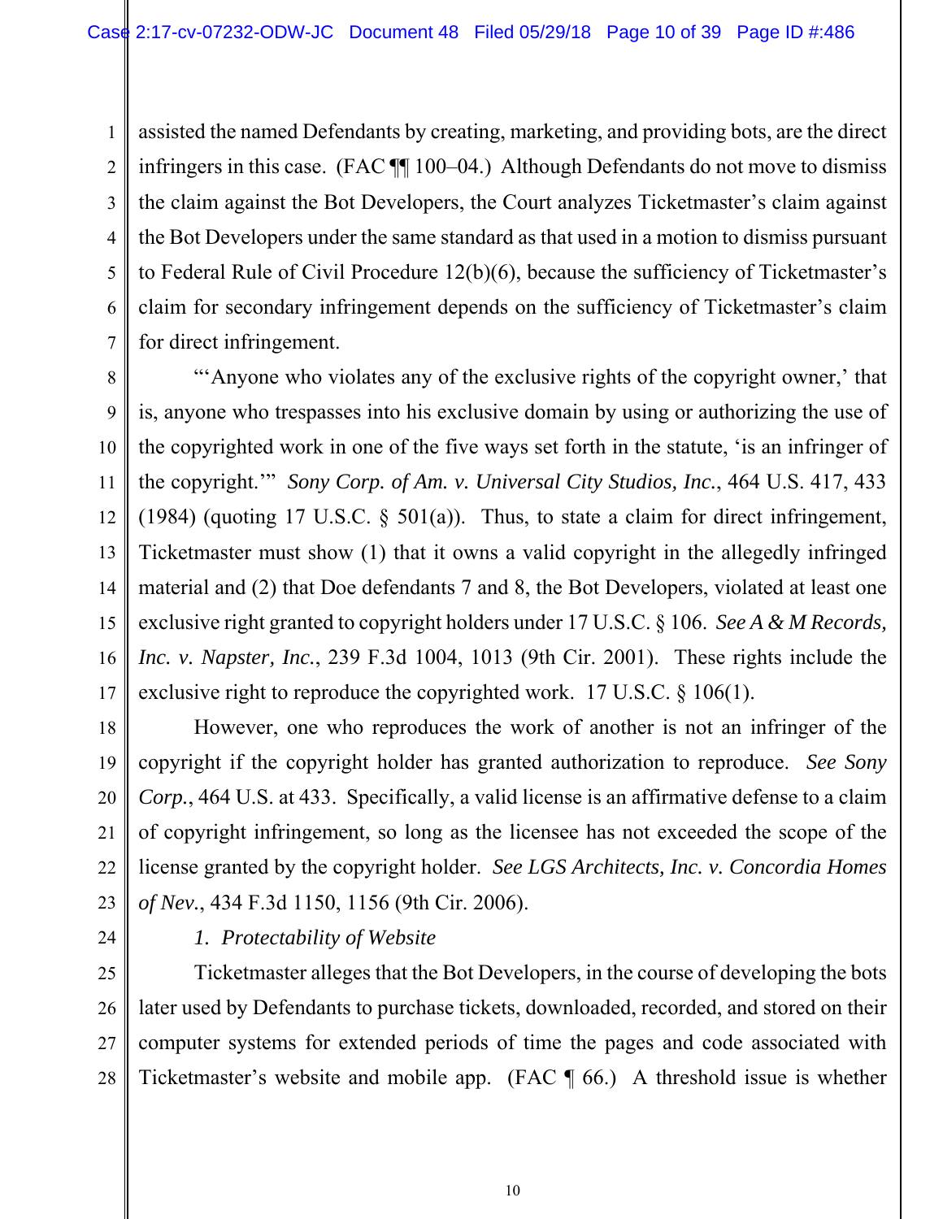assisted the named Defendants by creating, marketing, and providing bots, are the direct infringers in this case. (FAC ¶¶ 100–04.) Although Defendants do not move to dismiss the claim against the Bot Developers, the Court analyzes Ticketmaster's claim against the Bot Developers under the same standard as that used in a motion to dismiss pursuant to Federal Rule of Civil Procedure 12(b)(6), because the sufficiency of Ticketmaster's claim for secondary infringement depends on the sufficiency of Ticketmaster's claim for direct infringement.

"'Anyone who violates any of the exclusive rights of the copyright owner,' that is, anyone who trespasses into his exclusive domain by using or authorizing the use of the copyrighted work in one of the five ways set forth in the statute, 'is an infringer of the copyright.'" *Sony Corp. of Am. v. Universal City Studios, Inc.*, 464 U.S. 417, 433 (1984) (quoting 17 U.S.C. § 501(a)). Thus, to state a claim for direct infringement, Ticketmaster must show (1) that it owns a valid copyright in the allegedly infringed material and (2) that Doe defendants 7 and 8, the Bot Developers, violated at least one exclusive right granted to copyright holders under 17 U.S.C. § 106. *See A & M Records, Inc. v. Napster, Inc.*, 239 F.3d 1004, 1013 (9th Cir. 2001). These rights include the exclusive right to reproduce the copyrighted work. 17 U.S.C. § 106(1).

However, one who reproduces the work of another is not an infringer of the copyright if the copyright holder has granted authorization to reproduce. *See Sony Corp.*, 464 U.S. at 433. Specifically, a valid license is an affirmative defense to a claim of copyright infringement, so long as the licensee has not exceeded the scope of the license granted by the copyright holder. *See LGS Architects, Inc. v. Concordia Homes of Nev.*, 434 F.3d 1150, 1156 (9th Cir. 2006).

*1. Protectability of Website*

Ticketmaster alleges that the Bot Developers, in the course of developing the bots later used by Defendants to purchase tickets, downloaded, recorded, and stored on their computer systems for extended periods of time the pages and code associated with Ticketmaster's website and mobile app. (FAC ¶ 66.) A threshold issue is whether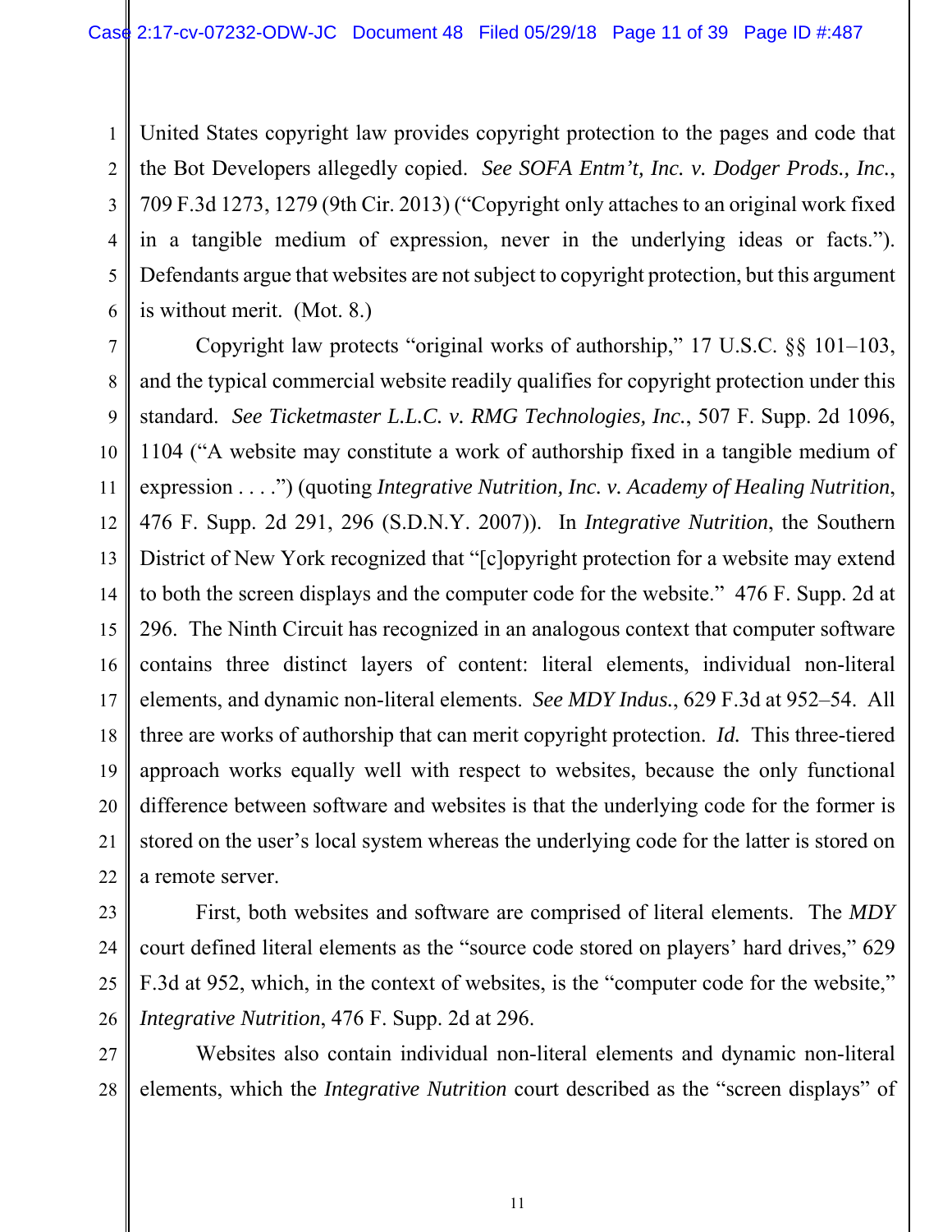United States copyright law provides copyright protection to the pages and code that the Bot Developers allegedly copied. *See SOFA Entm't, Inc. v. Dodger Prods., Inc.*, 709 F.3d 1273, 1279 (9th Cir. 2013) ("Copyright only attaches to an original work fixed in a tangible medium of expression, never in the underlying ideas or facts."). Defendants argue that websites are not subject to copyright protection, but this argument is without merit. (Mot. 8.)

Copyright law protects "original works of authorship," 17 U.S.C. §§ 101–103, and the typical commercial website readily qualifies for copyright protection under this standard. *See Ticketmaster L.L.C. v. RMG Technologies, Inc.*, 507 F. Supp. 2d 1096, 1104 ("A website may constitute a work of authorship fixed in a tangible medium of expression . . . .") (quoting *Integrative Nutrition, Inc. v. Academy of Healing Nutrition*, 476 F. Supp. 2d 291, 296 (S.D.N.Y. 2007)). In *Integrative Nutrition*, the Southern District of New York recognized that "[c]opyright protection for a website may extend to both the screen displays and the computer code for the website." 476 F. Supp. 2d at 296. The Ninth Circuit has recognized in an analogous context that computer software contains three distinct layers of content: literal elements, individual non-literal elements, and dynamic non-literal elements. *See MDY Indus.*, 629 F.3d at 952–54. All three are works of authorship that can merit copyright protection. *Id.* This three-tiered approach works equally well with respect to websites, because the only functional difference between software and websites is that the underlying code for the former is stored on the user's local system whereas the underlying code for the latter is stored on a remote server.

First, both websites and software are comprised of literal elements. The *MDY* court defined literal elements as the "source code stored on players' hard drives," 629 F.3d at 952, which, in the context of websites, is the "computer code for the website," *Integrative Nutrition*, 476 F. Supp. 2d at 296.

Websites also contain individual non-literal elements and dynamic non-literal elements, which the *Integrative Nutrition* court described as the "screen displays" of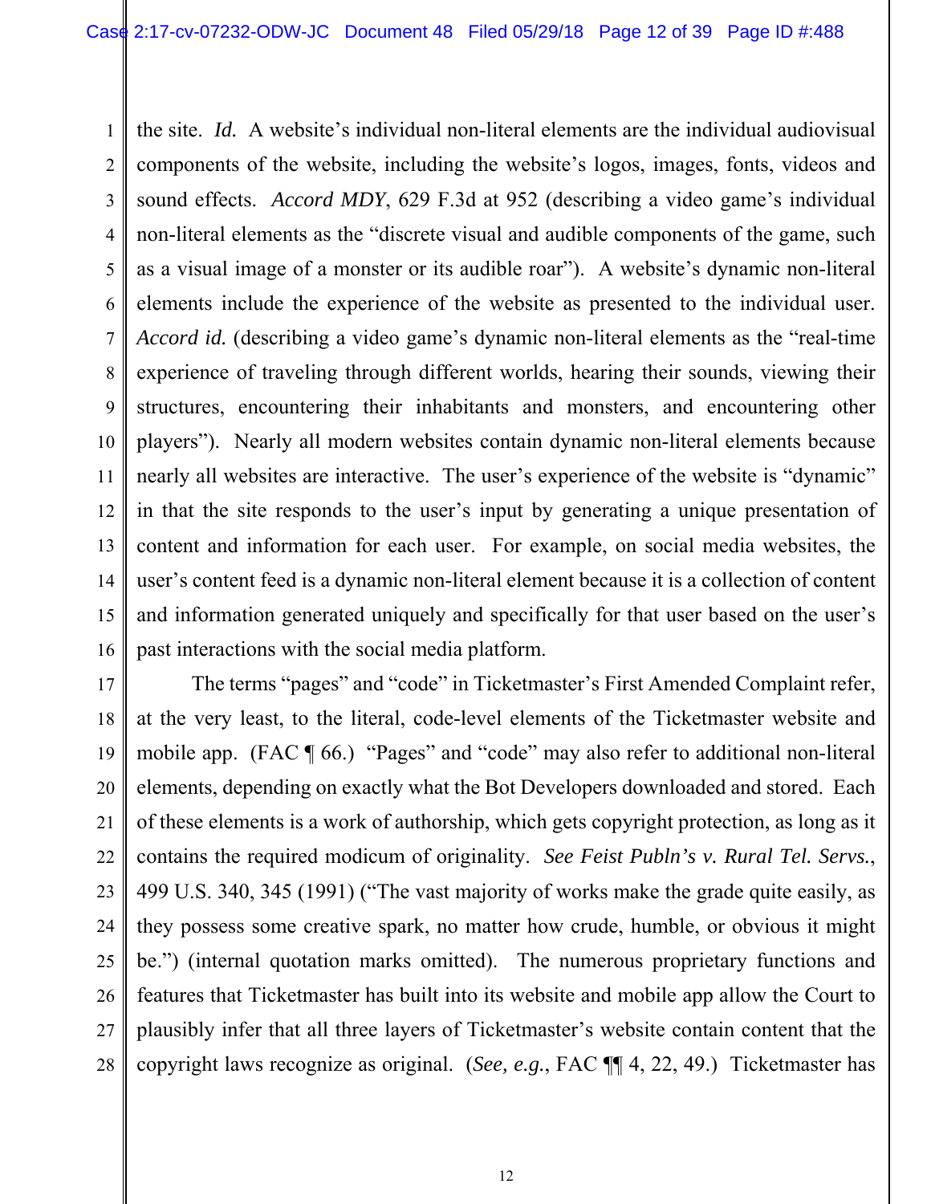the site. *Id.* A website's individual non-literal elements are the individual audiovisual components of the website, including the website's logos, images, fonts, videos and sound effects. *Accord MDY*, 629 F.3d at 952 (describing a video game's individual non-literal elements as the "discrete visual and audible components of the game, such as a visual image of a monster or its audible roar"). A website's dynamic non-literal elements include the experience of the website as presented to the individual user. *Accord id.* (describing a video game's dynamic non-literal elements as the "real-time experience of traveling through different worlds, hearing their sounds, viewing their structures, encountering their inhabitants and monsters, and encountering other players"). Nearly all modern websites contain dynamic non-literal elements because nearly all websites are interactive. The user's experience of the website is "dynamic" in that the site responds to the user's input by generating a unique presentation of content and information for each user. For example, on social media websites, the user's content feed is a dynamic non-literal element because it is a collection of content and information generated uniquely and specifically for that user based on the user's past interactions with the social media platform.

The terms "pages" and "code" in Ticketmaster's First Amended Complaint refer, at the very least, to the literal, code-level elements of the Ticketmaster website and mobile app. (FAC ¶ 66.) "Pages" and "code" may also refer to additional non-literal elements, depending on exactly what the Bot Developers downloaded and stored. Each of these elements is a work of authorship, which gets copyright protection, as long as it contains the required modicum of originality. *See Feist Publn's v. Rural Tel. Servs.*, 499 U.S. 340, 345 (1991) ("The vast majority of works make the grade quite easily, as they possess some creative spark, no matter how crude, humble, or obvious it might be.") (internal quotation marks omitted). The numerous proprietary functions and features that Ticketmaster has built into its website and mobile app allow the Court to plausibly infer that all three layers of Ticketmaster's website contain content that the copyright laws recognize as original. (*See, e.g.*, FAC ¶¶ 4, 22, 49.) Ticketmaster has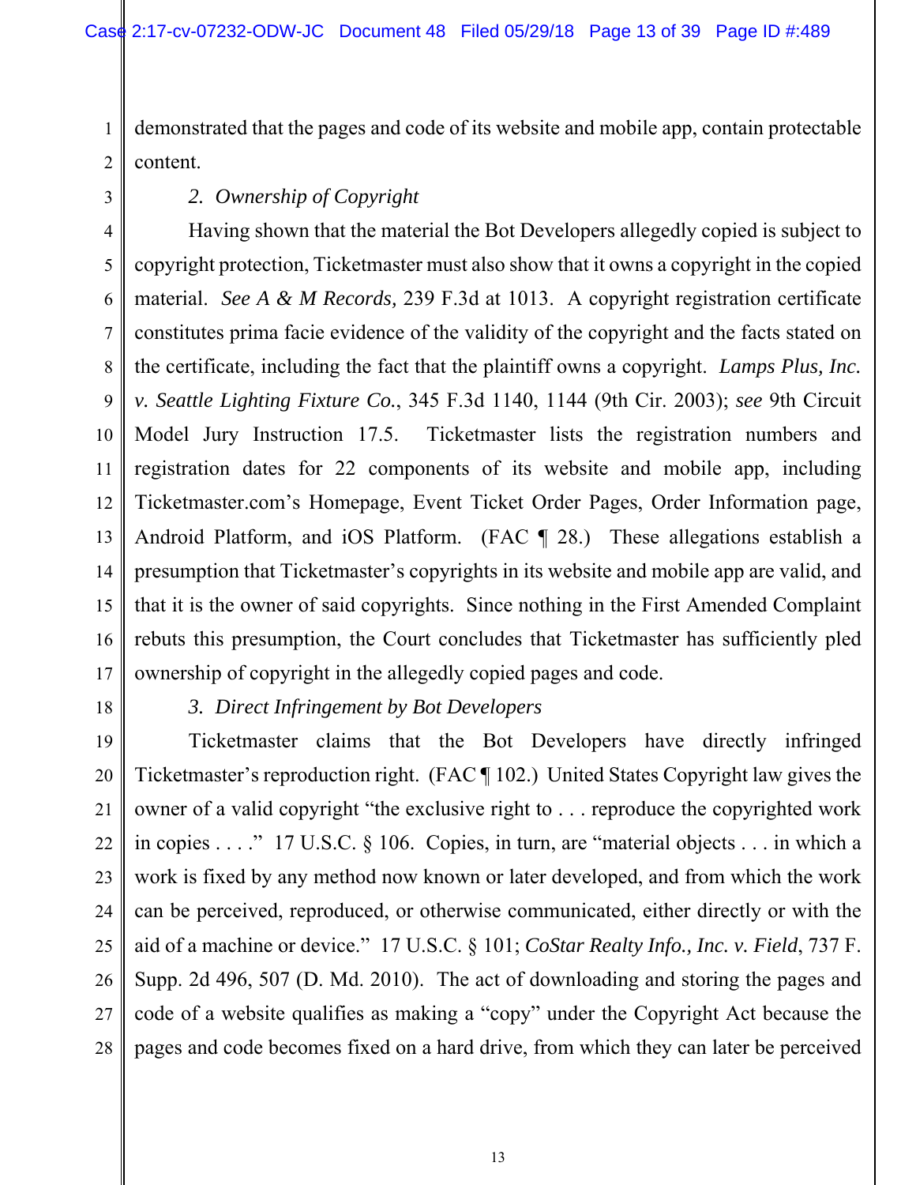demonstrated that the pages and code of its website and mobile app, contain protectable content.

*2. Ownership of Copyright*

Having shown that the material the Bot Developers allegedly copied is subject to copyright protection, Ticketmaster must also show that it owns a copyright in the copied material. *See A & M Records*, 239 F.3d at 1013. A copyright registration certificate constitutes prima facie evidence of the validity of the copyright and the facts stated on the certificate, including the fact that the plaintiff owns a copyright. *Lamps Plus, Inc. v. Seattle Lighting Fixture Co.*, 345 F.3d 1140, 1144 (9th Cir. 2003); *see* 9th Circuit Model Jury Instruction 17.5. Ticketmaster lists the registration numbers and registration dates for 22 components of its website and mobile app, including Ticketmaster.com's Homepage, Event Ticket Order Pages, Order Information page, Android Platform, and iOS Platform. (FAC ¶ 28.) These allegations establish a presumption that Ticketmaster's copyrights in its website and mobile app are valid, and that it is the owner of said copyrights. Since nothing in the First Amended Complaint rebuts this presumption, the Court concludes that Ticketmaster has sufficiently pled ownership of copyright in the allegedly copied pages and code.

*3. Direct Infringement by Bot Developers*

Ticketmaster claims that the Bot Developers have directly infringed Ticketmaster's reproduction right. (FAC ¶ 102.) United States Copyright law gives the owner of a valid copyright "the exclusive right to . . . reproduce the copyrighted work in copies . . . ." 17 U.S.C. § 106. Copies, in turn, are "material objects . . . in which a work is fixed by any method now known or later developed, and from which the work can be perceived, reproduced, or otherwise communicated, either directly or with the aid of a machine or device." 17 U.S.C. § 101; *CoStar Realty Info., Inc. v. Field*, 737 F. Supp. 2d 496, 507 (D. Md. 2010). The act of downloading and storing the pages and code of a website qualifies as making a "copy" under the Copyright Act because the pages and code becomes fixed on a hard drive, from which they can later be perceived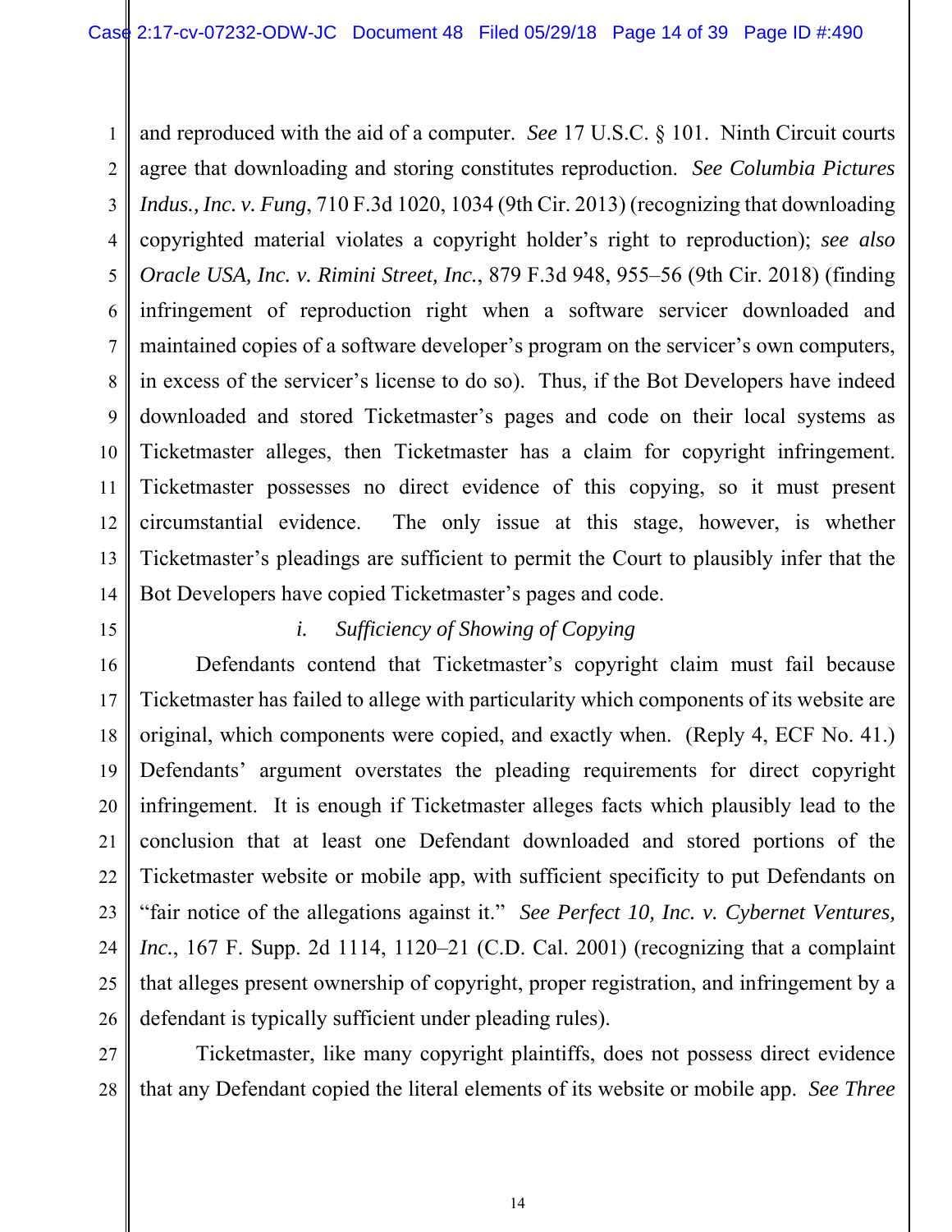and reproduced with the aid of a computer. *See* 17 U.S.C. § 101. Ninth Circuit courts agree that downloading and storing constitutes reproduction. *See Columbia Pictures Indus., Inc. v. Fung*, 710 F.3d 1020, 1034 (9th Cir. 2013) (recognizing that downloading copyrighted material violates a copyright holder's right to reproduction); *see also Oracle USA, Inc. v. Rimini Street, Inc.*, 879 F.3d 948, 955–56 (9th Cir. 2018) (finding infringement of reproduction right when a software servicer downloaded and maintained copies of a software developer's program on the servicer's own computers, in excess of the servicer's license to do so). Thus, if the Bot Developers have indeed downloaded and stored Ticketmaster's pages and code on their local systems as Ticketmaster alleges, then Ticketmaster has a claim for copyright infringement. Ticketmaster possesses no direct evidence of this copying, so it must present circumstantial evidence. The only issue at this stage, however, is whether Ticketmaster's pleadings are sufficient to permit the Court to plausibly infer that the Bot Developers have copied Ticketmaster's pages and code.

*i. Sufficiency of Showing of Copying*

Defendants contend that Ticketmaster's copyright claim must fail because Ticketmaster has failed to allege with particularity which components of its website are original, which components were copied, and exactly when. (Reply 4, ECF No. 41.) Defendants' argument overstates the pleading requirements for direct copyright infringement. It is enough if Ticketmaster alleges facts which plausibly lead to the conclusion that at least one Defendant downloaded and stored portions of the Ticketmaster website or mobile app, with sufficient specificity to put Defendants on "fair notice of the allegations against it." *See Perfect 10, Inc. v. Cybernet Ventures, Inc.*, 167 F. Supp. 2d 1114, 1120–21 (C.D. Cal. 2001) (recognizing that a complaint that alleges present ownership of copyright, proper registration, and infringement by a defendant is typically sufficient under pleading rules).

Ticketmaster, like many copyright plaintiffs, does not possess direct evidence that any Defendant copied the literal elements of its website or mobile app. *See Three*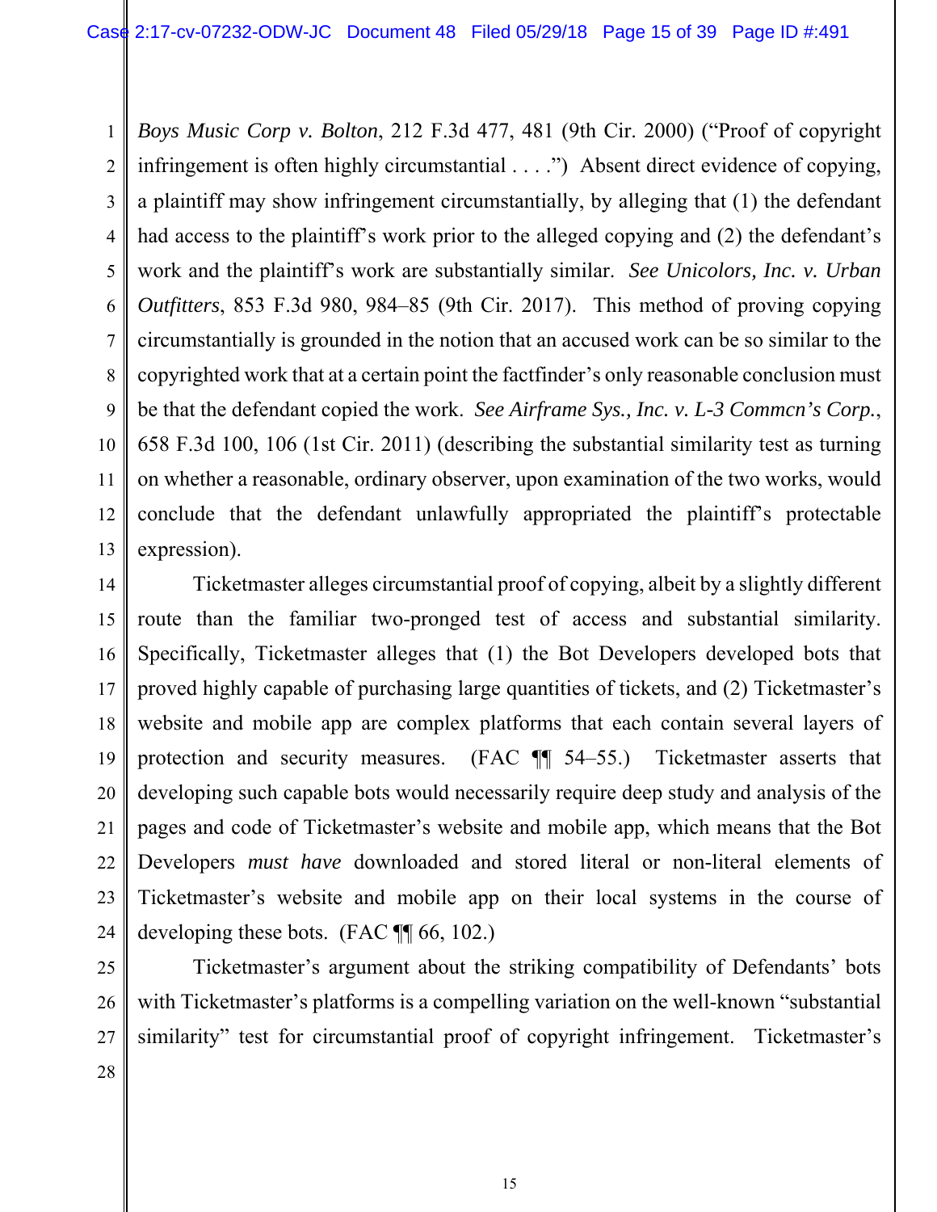*Boys Music Corp v. Bolton*, 212 F.3d 477, 481 (9th Cir. 2000) ("Proof of copyright infringement is often highly circumstantial . . . .") Absent direct evidence of copying, a plaintiff may show infringement circumstantially, by alleging that (1) the defendant had access to the plaintiff's work prior to the alleged copying and (2) the defendant's work and the plaintiff's work are substantially similar. *See Unicolors, Inc. v. Urban Outfitters*, 853 F.3d 980, 984–85 (9th Cir. 2017). This method of proving copying circumstantially is grounded in the notion that an accused work can be so similar to the copyrighted work that at a certain point the factfinder's only reasonable conclusion must be that the defendant copied the work. *See Airframe Sys., Inc. v. L-3 Commcn's Corp.*, 658 F.3d 100, 106 (1st Cir. 2011) (describing the substantial similarity test as turning on whether a reasonable, ordinary observer, upon examination of the two works, would conclude that the defendant unlawfully appropriated the plaintiff's protectable expression).

Ticketmaster alleges circumstantial proof of copying, albeit by a slightly different route than the familiar two-pronged test of access and substantial similarity. Specifically, Ticketmaster alleges that (1) the Bot Developers developed bots that proved highly capable of purchasing large quantities of tickets, and (2) Ticketmaster's website and mobile app are complex platforms that each contain several layers of protection and security measures. (FAC ¶¶ 54–55.) Ticketmaster asserts that developing such capable bots would necessarily require deep study and analysis of the pages and code of Ticketmaster's website and mobile app, which means that the Bot Developers *must have* downloaded and stored literal or non-literal elements of Ticketmaster's website and mobile app on their local systems in the course of developing these bots. (FAC ¶¶ 66, 102.)

Ticketmaster's argument about the striking compatibility of Defendants' bots with Ticketmaster's platforms is a compelling variation on the well-known "substantial similarity" test for circumstantial proof of copyright infringement. Ticketmaster's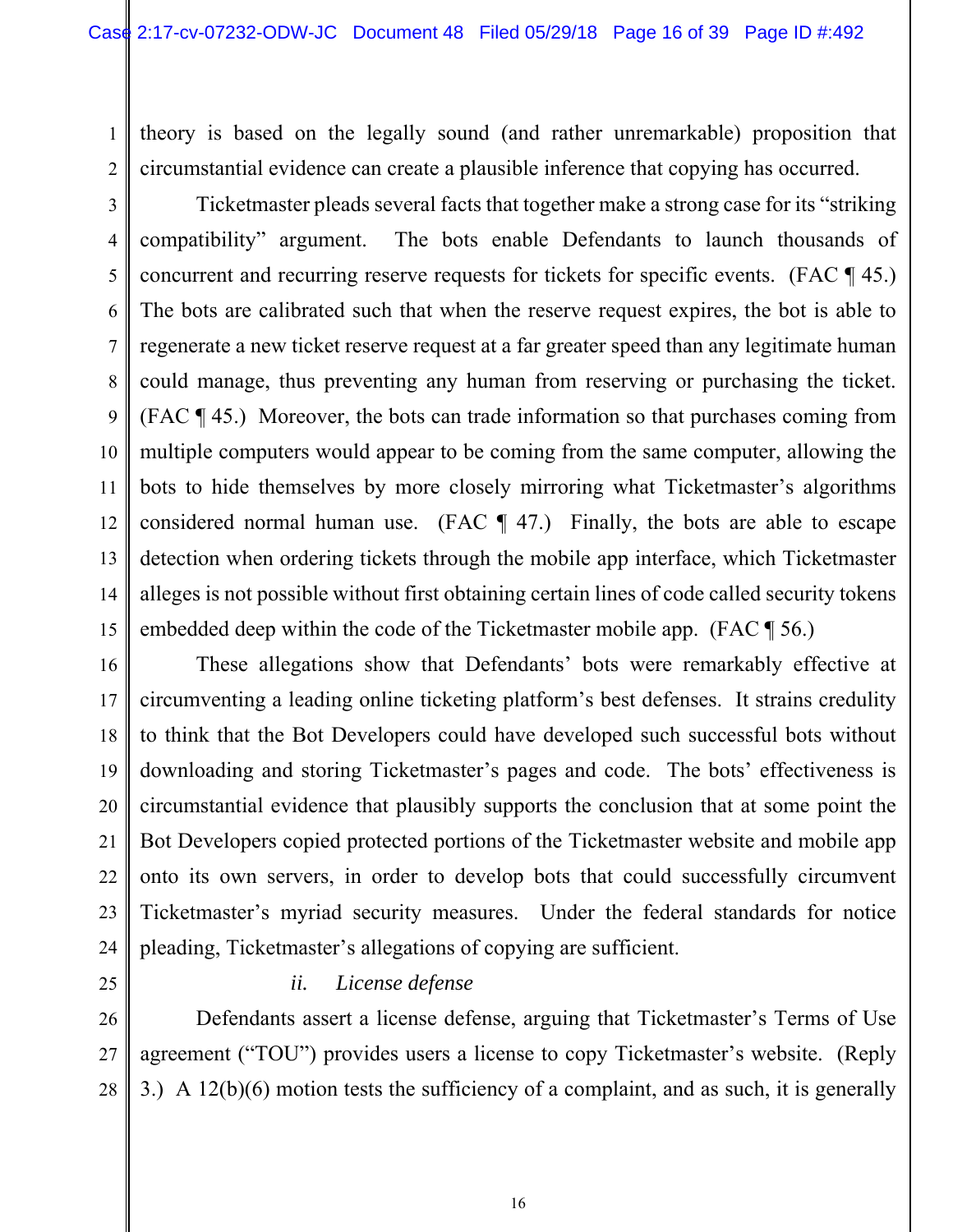theory is based on the legally sound (and rather unremarkable) proposition that circumstantial evidence can create a plausible inference that copying has occurred.

Ticketmaster pleads several facts that together make a strong case for its "striking compatibility" argument. The bots enable Defendants to launch thousands of concurrent and recurring reserve requests for tickets for specific events. (FAC ¶ 45.) The bots are calibrated such that when the reserve request expires, the bot is able to regenerate a new ticket reserve request at a far greater speed than any legitimate human could manage, thus preventing any human from reserving or purchasing the ticket. (FAC ¶ 45.) Moreover, the bots can trade information so that purchases coming from multiple computers would appear to be coming from the same computer, allowing the bots to hide themselves by more closely mirroring what Ticketmaster's algorithms considered normal human use. (FAC ¶ 47.) Finally, the bots are able to escape detection when ordering tickets through the mobile app interface, which Ticketmaster alleges is not possible without first obtaining certain lines of code called security tokens embedded deep within the code of the Ticketmaster mobile app. (FAC ¶ 56.)

These allegations show that Defendants' bots were remarkably effective at circumventing a leading online ticketing platform's best defenses. It strains credulity to think that the Bot Developers could have developed such successful bots without downloading and storing Ticketmaster's pages and code. The bots' effectiveness is circumstantial evidence that plausibly supports the conclusion that at some point the Bot Developers copied protected portions of the Ticketmaster website and mobile app onto its own servers, in order to develop bots that could successfully circumvent Ticketmaster's myriad security measures. Under the federal standards for notice pleading, Ticketmaster's allegations of copying are sufficient.

*ii. License defense*

Defendants assert a license defense, arguing that Ticketmaster's Terms of Use agreement ("TOU") provides users a license to copy Ticketmaster's website. (Reply 3.) A 12(b)(6) motion tests the sufficiency of a complaint, and as such, it is generally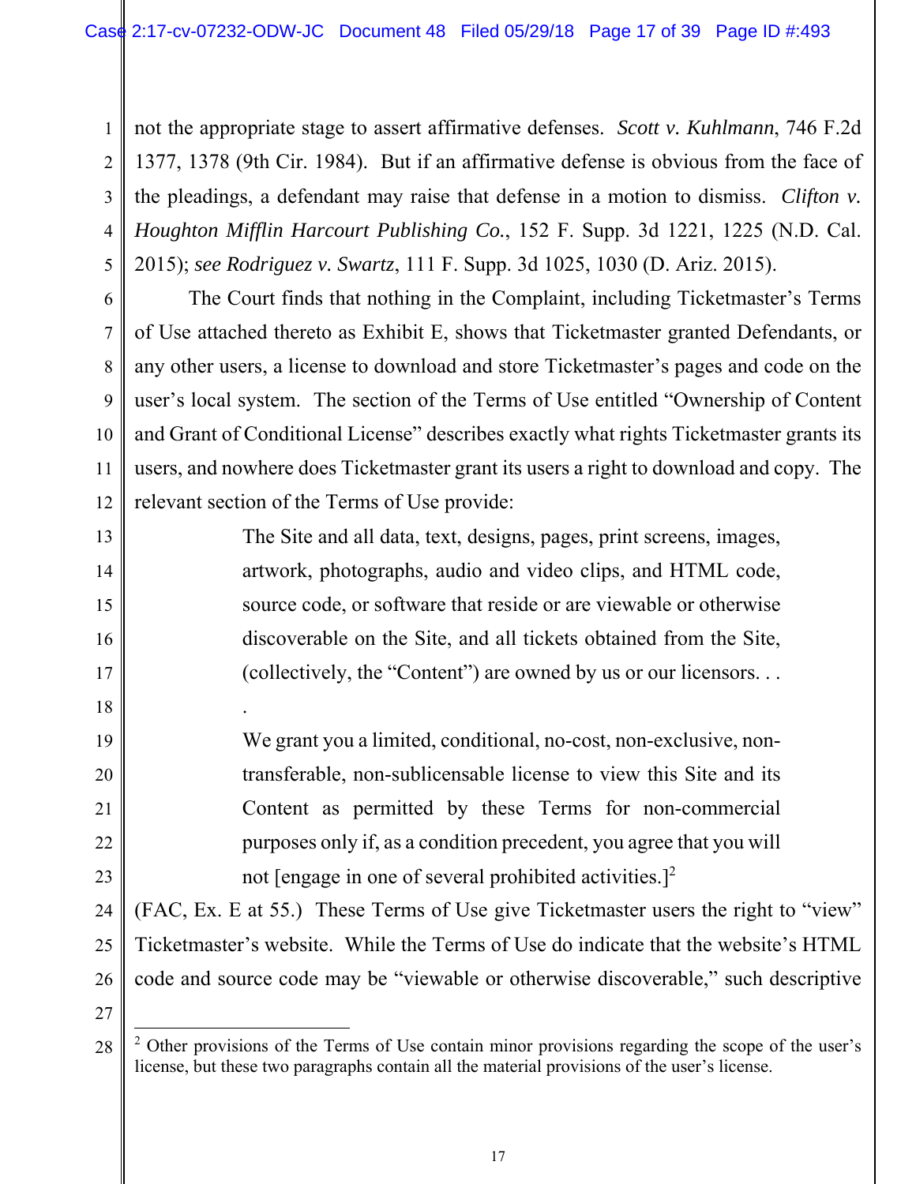not the appropriate stage to assert affirmative defenses. *Scott v. Kuhlmann*, 746 F.2d 1377, 1378 (9th Cir. 1984). But if an affirmative defense is obvious from the face of the pleadings, a defendant may raise that defense in a motion to dismiss. *Clifton v. Houghton Mifflin Harcourt Publishing Co.*, 152 F. Supp. 3d 1221, 1225 (N.D. Cal. 2015); *see Rodriguez v. Swartz*, 111 F. Supp. 3d 1025, 1030 (D. Ariz. 2015).

The Court finds that nothing in the Complaint, including Ticketmaster's Terms of Use attached thereto as Exhibit E, shows that Ticketmaster granted Defendants, or any other users, a license to download and store Ticketmaster's pages and code on the user's local system. The section of the Terms of Use entitled "Ownership of Content and Grant of Conditional License" describes exactly what rights Ticketmaster grants its users, and nowhere does Ticketmaster grant its users a right to download and copy. The relevant section of the Terms of Use provide:

> The Site and all data, text, designs, pages, print screens, images, artwork, photographs, audio and video clips, and HTML code, source code, or software that reside or are viewable or otherwise discoverable on the Site, and all tickets obtained from the Site, (collectively, the "Content") are owned by us or our licensors. . . .
>
> We grant you a limited, conditional, no-cost, non-exclusive, non-transferable, non-sublicensable license to view this Site and its Content as permitted by these Terms for non-commercial purposes only if, as a condition precedent, you agree that you will not [engage in one of several prohibited activities.][2]

(FAC, Ex. E at 55.) These Terms of Use give Ticketmaster users the right to "view" Ticketmaster's website. While the Terms of Use do indicate that the website's HTML code and source code may be "viewable or otherwise discoverable," such descriptive

---

[2] Other provisions of the Terms of Use contain minor provisions regarding the scope of the user's license, but these two paragraphs contain all the material provisions of the user's license.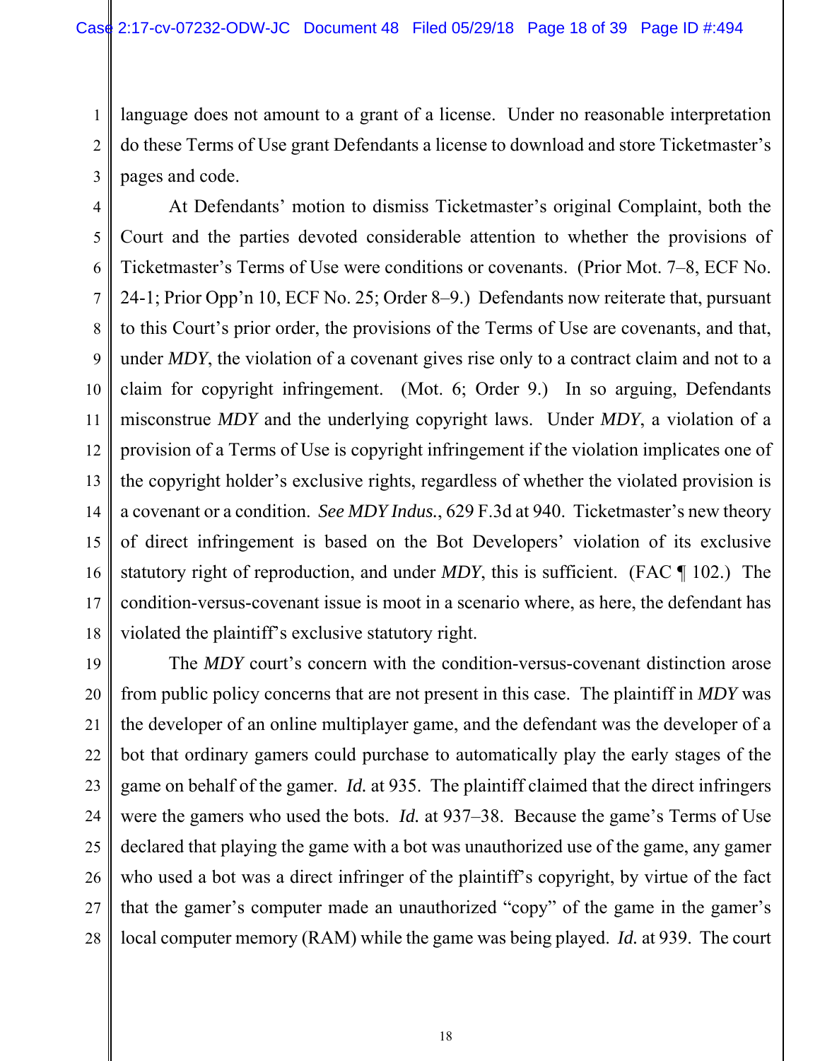language does not amount to a grant of a license. Under no reasonable interpretation do these Terms of Use grant Defendants a license to download and store Ticketmaster's pages and code.

At Defendants' motion to dismiss Ticketmaster's original Complaint, both the Court and the parties devoted considerable attention to whether the provisions of Ticketmaster's Terms of Use were conditions or covenants. (Prior Mot. 7–8, ECF No. 24-1; Prior Opp'n 10, ECF No. 25; Order 8–9.) Defendants now reiterate that, pursuant to this Court's prior order, the provisions of the Terms of Use are covenants, and that, under *MDY*, the violation of a covenant gives rise only to a contract claim and not to a claim for copyright infringement. (Mot. 6; Order 9.) In so arguing, Defendants misconstrue *MDY* and the underlying copyright laws. Under *MDY*, a violation of a provision of a Terms of Use is copyright infringement if the violation implicates one of the copyright holder's exclusive rights, regardless of whether the violated provision is a covenant or a condition. *See MDY Indus.*, 629 F.3d at 940. Ticketmaster's new theory of direct infringement is based on the Bot Developers' violation of its exclusive statutory right of reproduction, and under *MDY*, this is sufficient. (FAC ¶ 102.) The condition-versus-covenant issue is moot in a scenario where, as here, the defendant has violated the plaintiff's exclusive statutory right.

The *MDY* court's concern with the condition-versus-covenant distinction arose from public policy concerns that are not present in this case. The plaintiff in *MDY* was the developer of an online multiplayer game, and the defendant was the developer of a bot that ordinary gamers could purchase to automatically play the early stages of the game on behalf of the gamer. *Id.* at 935. The plaintiff claimed that the direct infringers were the gamers who used the bots. *Id.* at 937–38. Because the game's Terms of Use declared that playing the game with a bot was unauthorized use of the game, any gamer who used a bot was a direct infringer of the plaintiff's copyright, by virtue of the fact that the gamer's computer made an unauthorized "copy" of the game in the gamer's local computer memory (RAM) while the game was being played. *Id.* at 939. The court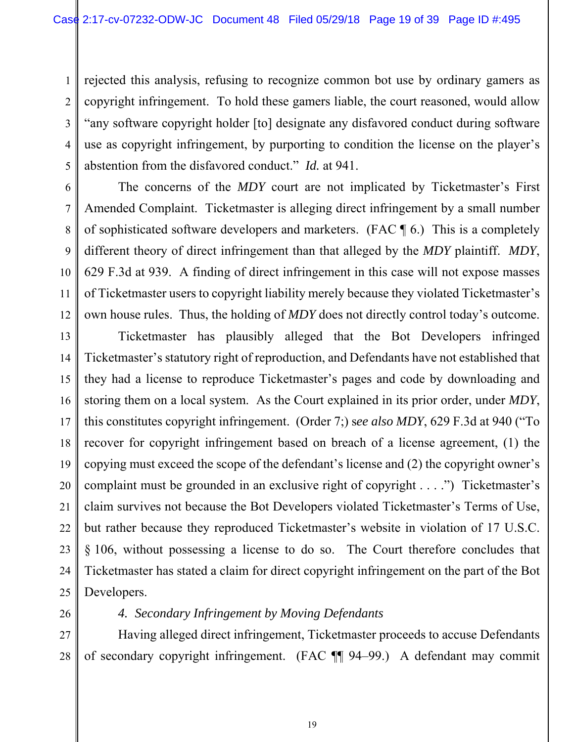rejected this analysis, refusing to recognize common bot use by ordinary gamers as copyright infringement. To hold these gamers liable, the court reasoned, would allow "any software copyright holder [to] designate any disfavored conduct during software use as copyright infringement, by purporting to condition the license on the player's abstention from the disfavored conduct." *Id.* at 941.

The concerns of the *MDY* court are not implicated by Ticketmaster's First Amended Complaint. Ticketmaster is alleging direct infringement by a small number of sophisticated software developers and marketers. (FAC ¶ 6.) This is a completely different theory of direct infringement than that alleged by the *MDY* plaintiff. *MDY*, 629 F.3d at 939. A finding of direct infringement in this case will not expose masses of Ticketmaster users to copyright liability merely because they violated Ticketmaster's own house rules. Thus, the holding of *MDY* does not directly control today's outcome.

Ticketmaster has plausibly alleged that the Bot Developers infringed Ticketmaster's statutory right of reproduction, and Defendants have not established that they had a license to reproduce Ticketmaster's pages and code by downloading and storing them on a local system. As the Court explained in its prior order, under *MDY*, this constitutes copyright infringement. (Order 7;) s*ee also MDY*, 629 F.3d at 940 ("To recover for copyright infringement based on breach of a license agreement, (1) the copying must exceed the scope of the defendant's license and (2) the copyright owner's complaint must be grounded in an exclusive right of copyright . . . .") Ticketmaster's claim survives not because the Bot Developers violated Ticketmaster's Terms of Use, but rather because they reproduced Ticketmaster's website in violation of 17 U.S.C. § 106, without possessing a license to do so. The Court therefore concludes that Ticketmaster has stated a claim for direct copyright infringement on the part of the Bot Developers.

*4. Secondary Infringement by Moving Defendants*

Having alleged direct infringement, Ticketmaster proceeds to accuse Defendants of secondary copyright infringement. (FAC ¶¶ 94–99.) A defendant may commit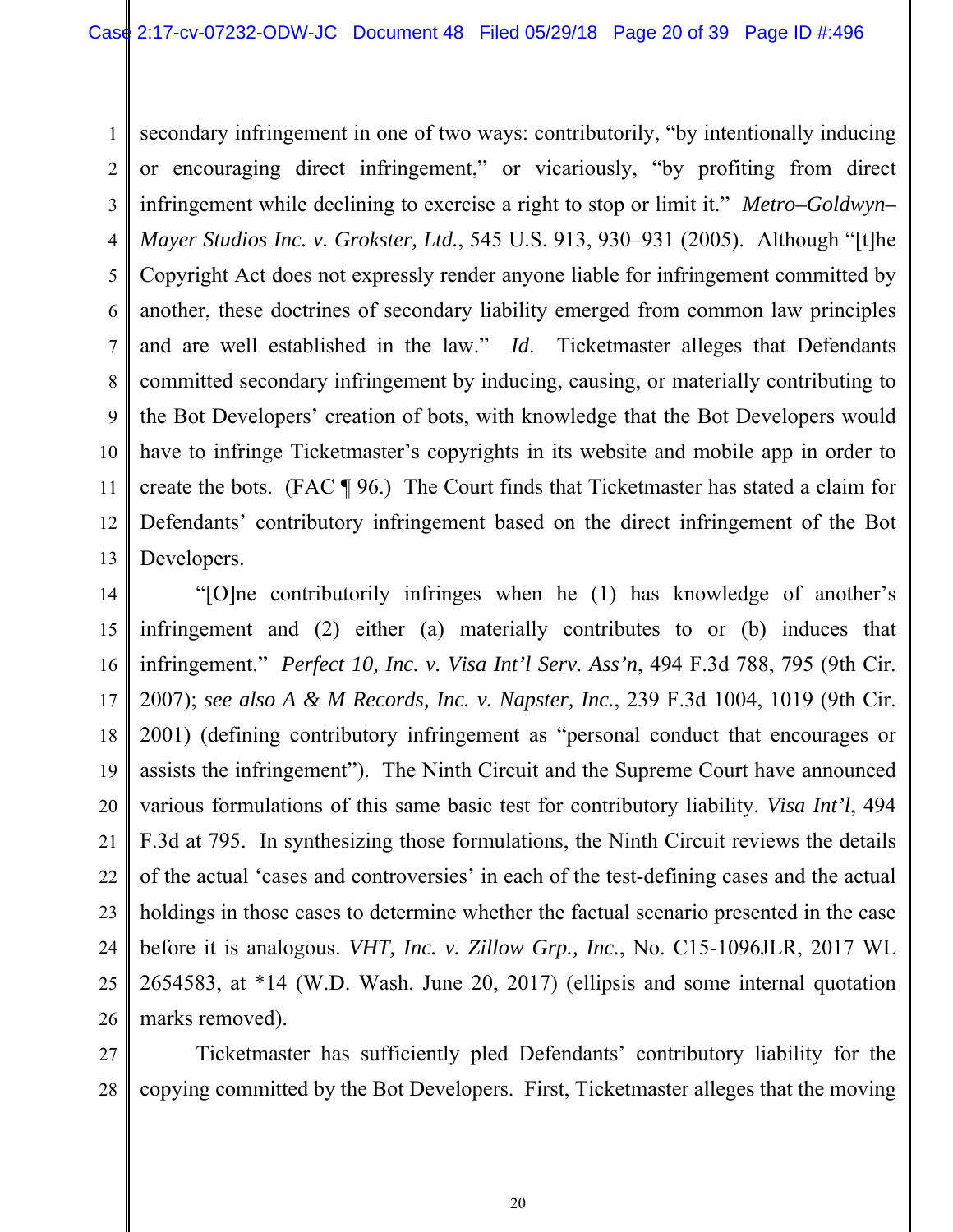secondary infringement in one of two ways: contributorily, "by intentionally inducing or encouraging direct infringement," or vicariously, "by profiting from direct infringement while declining to exercise a right to stop or limit it." *Metro–Goldwyn–Mayer Studios Inc. v. Grokster, Ltd.*, 545 U.S. 913, 930–931 (2005). Although "[t]he Copyright Act does not expressly render anyone liable for infringement committed by another, these doctrines of secondary liability emerged from common law principles and are well established in the law." *Id*. Ticketmaster alleges that Defendants committed secondary infringement by inducing, causing, or materially contributing to the Bot Developers' creation of bots, with knowledge that the Bot Developers would have to infringe Ticketmaster's copyrights in its website and mobile app in order to create the bots. (FAC ¶ 96.) The Court finds that Ticketmaster has stated a claim for Defendants' contributory infringement based on the direct infringement of the Bot Developers.

"[O]ne contributorily infringes when he (1) has knowledge of another's infringement and (2) either (a) materially contributes to or (b) induces that infringement." *Perfect 10, Inc. v. Visa Int'l Serv. Ass'n*, 494 F.3d 788, 795 (9th Cir. 2007); *see also A & M Records, Inc. v. Napster, Inc.*, 239 F.3d 1004, 1019 (9th Cir. 2001) (defining contributory infringement as "personal conduct that encourages or assists the infringement"). The Ninth Circuit and the Supreme Court have announced various formulations of this same basic test for contributory liability. *Visa Int'l*, 494 F.3d at 795. In synthesizing those formulations, the Ninth Circuit reviews the details of the actual 'cases and controversies' in each of the test-defining cases and the actual holdings in those cases to determine whether the factual scenario presented in the case before it is analogous. *VHT, Inc. v. Zillow Grp., Inc.*, No. C15-1096JLR, 2017 WL 2654583, at *14 (W.D. Wash. June 20, 2017) (ellipsis and some internal quotation marks removed).

Ticketmaster has sufficiently pled Defendants' contributory liability for the copying committed by the Bot Developers. First, Ticketmaster alleges that the moving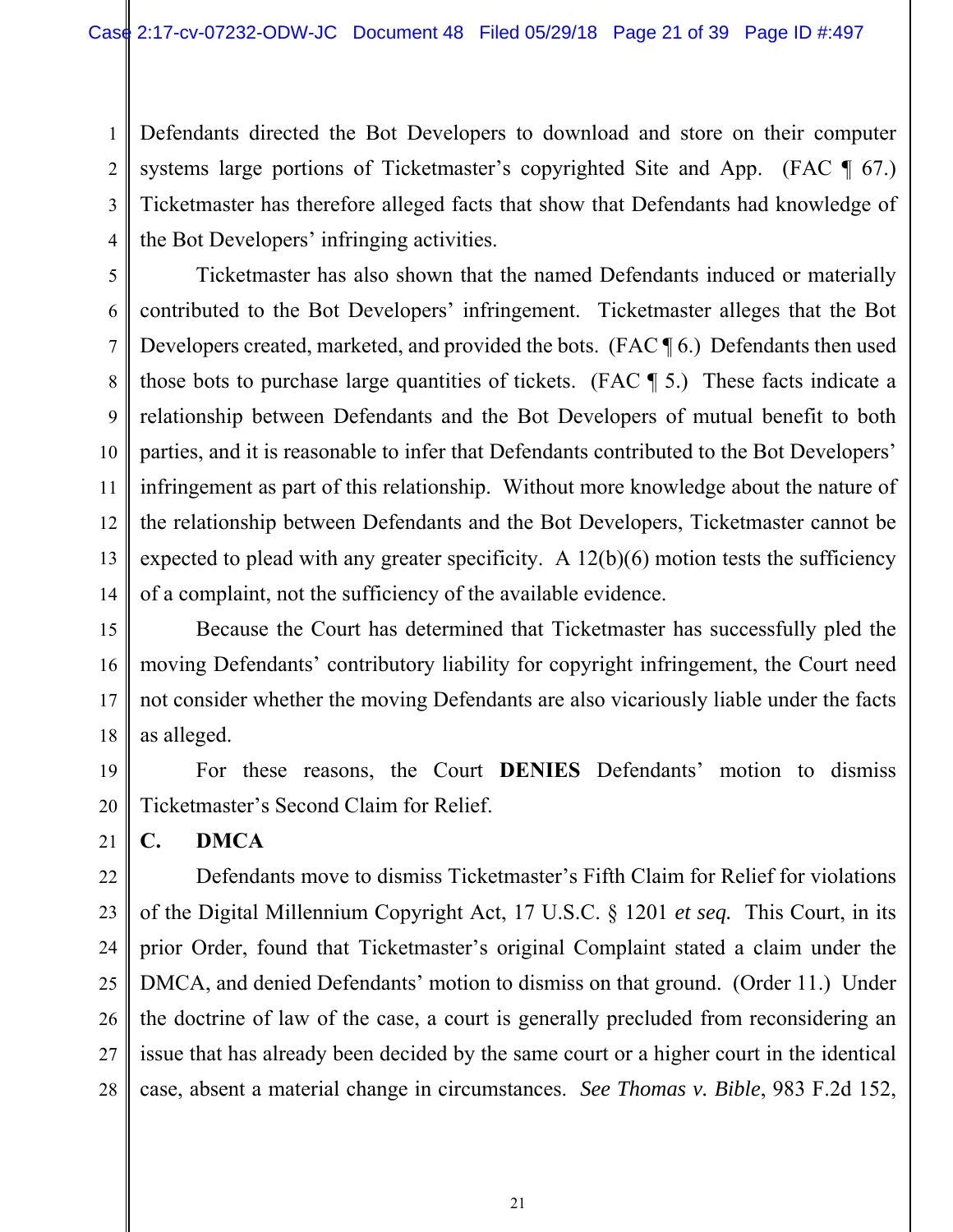Defendants directed the Bot Developers to download and store on their computer systems large portions of Ticketmaster's copyrighted Site and App. (FAC ¶ 67.) Ticketmaster has therefore alleged facts that show that Defendants had knowledge of the Bot Developers' infringing activities.

Ticketmaster has also shown that the named Defendants induced or materially contributed to the Bot Developers' infringement. Ticketmaster alleges that the Bot Developers created, marketed, and provided the bots. (FAC ¶ 6.) Defendants then used those bots to purchase large quantities of tickets. (FAC ¶ 5.) These facts indicate a relationship between Defendants and the Bot Developers of mutual benefit to both parties, and it is reasonable to infer that Defendants contributed to the Bot Developers' infringement as part of this relationship. Without more knowledge about the nature of the relationship between Defendants and the Bot Developers, Ticketmaster cannot be expected to plead with any greater specificity. A 12(b)(6) motion tests the sufficiency of a complaint, not the sufficiency of the available evidence.

Because the Court has determined that Ticketmaster has successfully pled the moving Defendants' contributory liability for copyright infringement, the Court need not consider whether the moving Defendants are also vicariously liable under the facts as alleged.

For these reasons, the Court **DENIES** Defendants' motion to dismiss Ticketmaster's Second Claim for Relief.

### C. DMCA

Defendants move to dismiss Ticketmaster's Fifth Claim for Relief for violations of the Digital Millennium Copyright Act, 17 U.S.C. § 1201 *et seq.* This Court, in its prior Order, found that Ticketmaster's original Complaint stated a claim under the DMCA, and denied Defendants' motion to dismiss on that ground. (Order 11.) Under the doctrine of law of the case, a court is generally precluded from reconsidering an issue that has already been decided by the same court or a higher court in the identical case, absent a material change in circumstances. *See Thomas v. Bible*, 983 F.2d 152,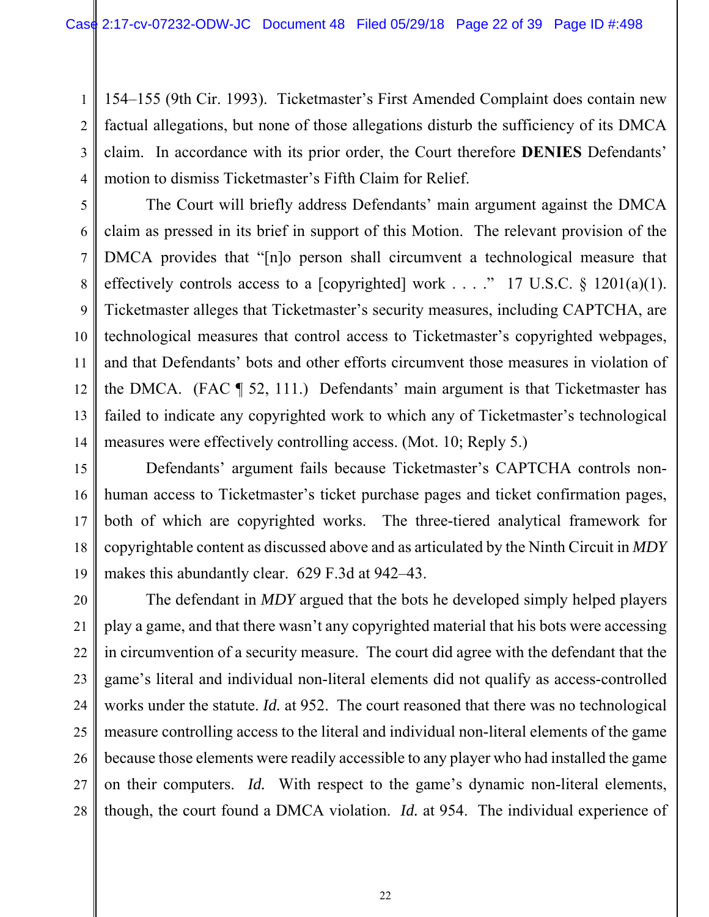154–155 (9th Cir. 1993). Ticketmaster's First Amended Complaint does contain new factual allegations, but none of those allegations disturb the sufficiency of its DMCA claim. In accordance with its prior order, the Court therefore **DENIES** Defendants' motion to dismiss Ticketmaster's Fifth Claim for Relief.

The Court will briefly address Defendants' main argument against the DMCA claim as pressed in its brief in support of this Motion. The relevant provision of the DMCA provides that "[n]o person shall circumvent a technological measure that effectively controls access to a [copyrighted] work . . . ." 17 U.S.C. § 1201(a)(1). Ticketmaster alleges that Ticketmaster's security measures, including CAPTCHA, are technological measures that control access to Ticketmaster's copyrighted webpages, and that Defendants' bots and other efforts circumvent those measures in violation of the DMCA. (FAC ¶ 52, 111.) Defendants' main argument is that Ticketmaster has failed to indicate any copyrighted work to which any of Ticketmaster's technological measures were effectively controlling access. (Mot. 10; Reply 5.)

Defendants' argument fails because Ticketmaster's CAPTCHA controls non-human access to Ticketmaster's ticket purchase pages and ticket confirmation pages, both of which are copyrighted works. The three-tiered analytical framework for copyrightable content as discussed above and as articulated by the Ninth Circuit in *MDY* makes this abundantly clear. 629 F.3d at 942–43.

The defendant in *MDY* argued that the bots he developed simply helped players play a game, and that there wasn't any copyrighted material that his bots were accessing in circumvention of a security measure. The court did agree with the defendant that the game's literal and individual non-literal elements did not qualify as access-controlled works under the statute. *Id.* at 952. The court reasoned that there was no technological measure controlling access to the literal and individual non-literal elements of the game because those elements were readily accessible to any player who had installed the game on their computers. *Id.* With respect to the game's dynamic non-literal elements, though, the court found a DMCA violation. *Id.* at 954. The individual experience of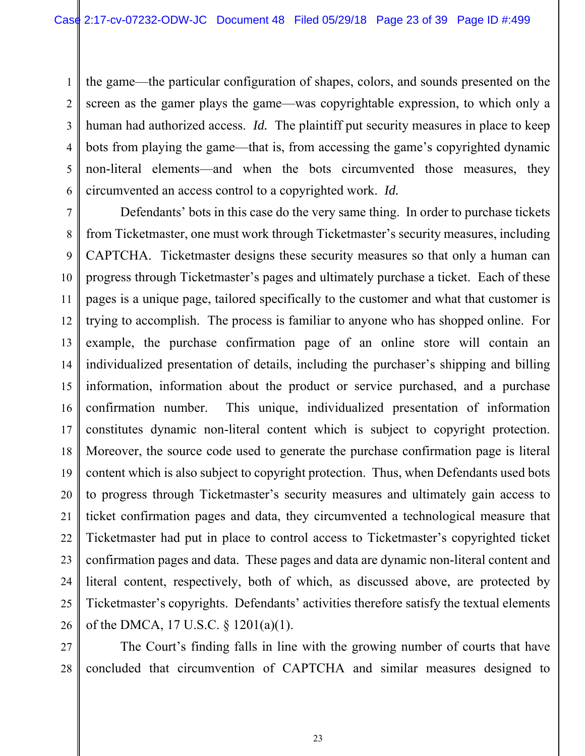the game—the particular configuration of shapes, colors, and sounds presented on the screen as the gamer plays the game—was copyrightable expression, to which only a human had authorized access. *Id.* The plaintiff put security measures in place to keep bots from playing the game—that is, from accessing the game's copyrighted dynamic non-literal elements—and when the bots circumvented those measures, they circumvented an access control to a copyrighted work. *Id.*

Defendants' bots in this case do the very same thing. In order to purchase tickets from Ticketmaster, one must work through Ticketmaster's security measures, including CAPTCHA. Ticketmaster designs these security measures so that only a human can progress through Ticketmaster's pages and ultimately purchase a ticket. Each of these pages is a unique page, tailored specifically to the customer and what that customer is trying to accomplish. The process is familiar to anyone who has shopped online. For example, the purchase confirmation page of an online store will contain an individualized presentation of details, including the purchaser's shipping and billing information, information about the product or service purchased, and a purchase confirmation number. This unique, individualized presentation of information constitutes dynamic non-literal content which is subject to copyright protection. Moreover, the source code used to generate the purchase confirmation page is literal content which is also subject to copyright protection. Thus, when Defendants used bots to progress through Ticketmaster's security measures and ultimately gain access to ticket confirmation pages and data, they circumvented a technological measure that Ticketmaster had put in place to control access to Ticketmaster's copyrighted ticket confirmation pages and data. These pages and data are dynamic non-literal content and literal content, respectively, both of which, as discussed above, are protected by Ticketmaster's copyrights. Defendants' activities therefore satisfy the textual elements of the DMCA, 17 U.S.C. § 1201(a)(1).

The Court's finding falls in line with the growing number of courts that have concluded that circumvention of CAPTCHA and similar measures designed to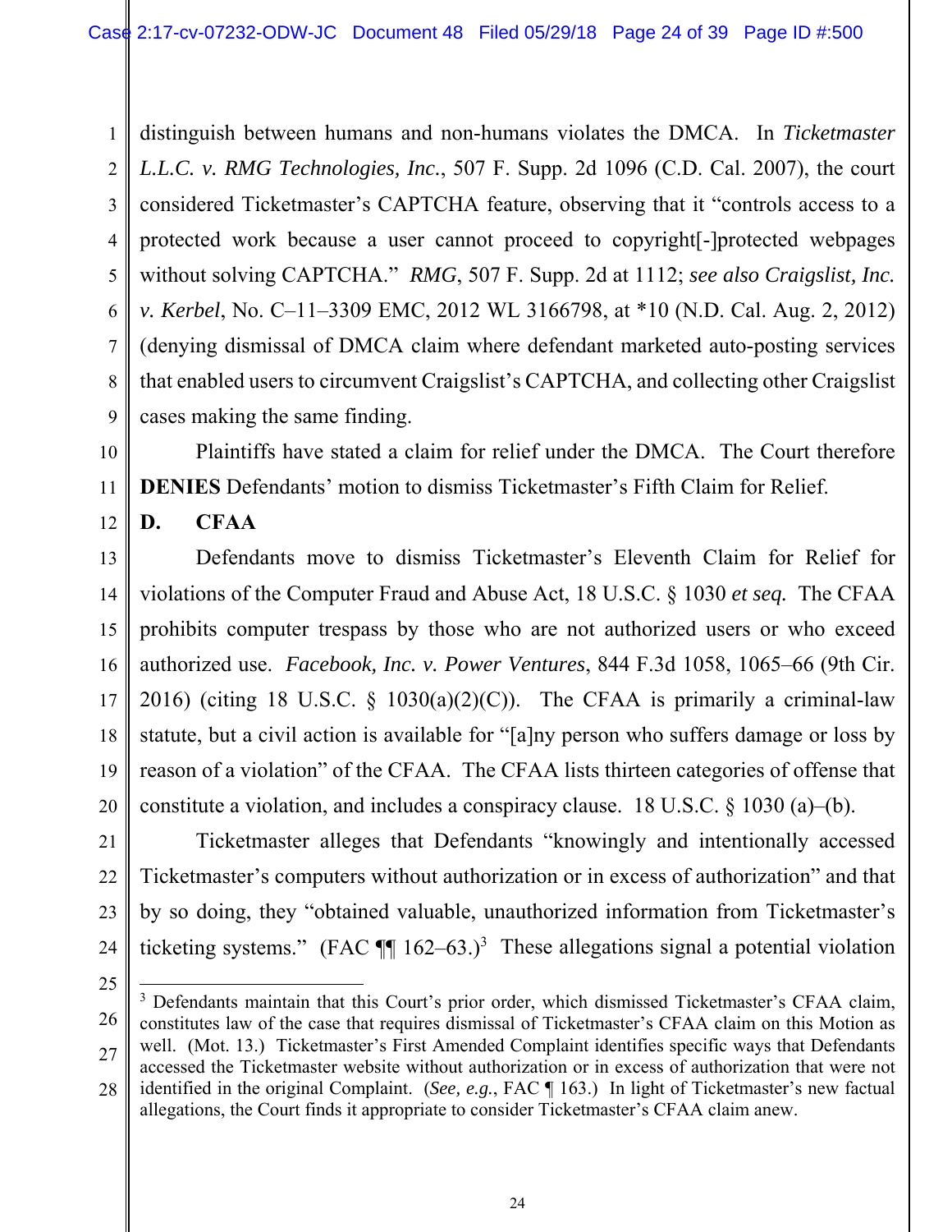distinguish between humans and non-humans violates the DMCA. In *Ticketmaster L.L.C. v. RMG Technologies, Inc.*, 507 F. Supp. 2d 1096 (C.D. Cal. 2007), the court considered Ticketmaster's CAPTCHA feature, observing that it "controls access to a protected work because a user cannot proceed to copyright[-]protected webpages without solving CAPTCHA." *RMG*, 507 F. Supp. 2d at 1112; *see also Craigslist, Inc. v. Kerbel*, No. C–11–3309 EMC, 2012 WL 3166798, at *10 (N.D. Cal. Aug. 2, 2012) (denying dismissal of DMCA claim where defendant marketed auto-posting services that enabled users to circumvent Craigslist's CAPTCHA, and collecting other Craigslist cases making the same finding.

Plaintiffs have stated a claim for relief under the DMCA. The Court therefore **DENIES** Defendants' motion to dismiss Ticketmaster's Fifth Claim for Relief.

## D. CFAA

Defendants move to dismiss Ticketmaster's Eleventh Claim for Relief for violations of the Computer Fraud and Abuse Act, 18 U.S.C. § 1030 *et seq.* The CFAA prohibits computer trespass by those who are not authorized users or who exceed authorized use. *Facebook, Inc. v. Power Ventures*, 844 F.3d 1058, 1065–66 (9th Cir. 2016) (citing 18 U.S.C. § 1030(a)(2)(C)). The CFAA is primarily a criminal-law statute, but a civil action is available for "[a]ny person who suffers damage or loss by reason of a violation" of the CFAA. The CFAA lists thirteen categories of offense that constitute a violation, and includes a conspiracy clause. 18 U.S.C. § 1030 (a)–(b).

Ticketmaster alleges that Defendants "knowingly and intentionally accessed Ticketmaster's computers without authorization or in excess of authorization" and that by so doing, they "obtained valuable, unauthorized information from Ticketmaster's ticketing systems." (FAC ¶¶ 162–63.)[3] These allegations signal a potential violation

[3] Defendants maintain that this Court's prior order, which dismissed Ticketmaster's CFAA claim, constitutes law of the case that requires dismissal of Ticketmaster's CFAA claim on this Motion as well. (Mot. 13.) Ticketmaster's First Amended Complaint identifies specific ways that Defendants accessed the Ticketmaster website without authorization or in excess of authorization that were not identified in the original Complaint. (*See, e.g.*, FAC ¶ 163.) In light of Ticketmaster's new factual allegations, the Court finds it appropriate to consider Ticketmaster's CFAA claim anew.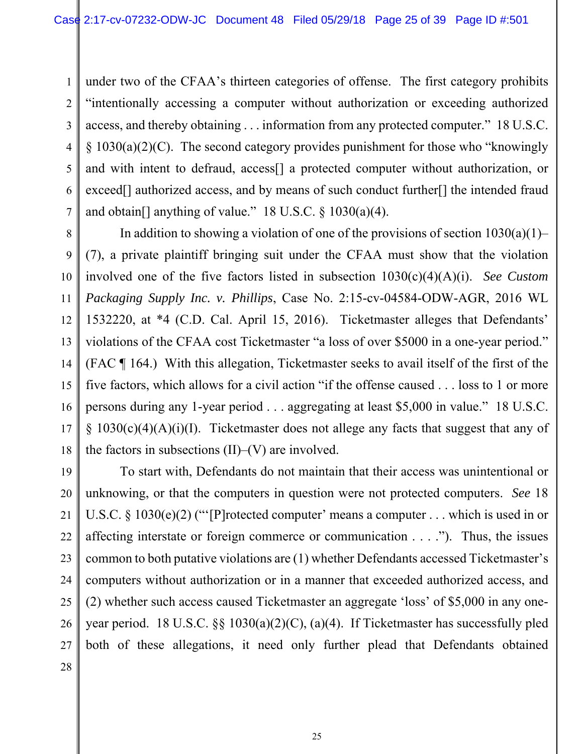under two of the CFAA's thirteen categories of offense. The first category prohibits "intentionally accessing a computer without authorization or exceeding authorized access, and thereby obtaining . . . information from any protected computer." 18 U.S.C. § 1030(a)(2)(C). The second category provides punishment for those who "knowingly and with intent to defraud, access[] a protected computer without authorization, or exceed[] authorized access, and by means of such conduct further[] the intended fraud and obtain[] anything of value." 18 U.S.C. § 1030(a)(4).

In addition to showing a violation of one of the provisions of section 1030(a)(1)–(7), a private plaintiff bringing suit under the CFAA must show that the violation involved one of the five factors listed in subsection 1030(c)(4)(A)(i). *See Custom Packaging Supply Inc. v. Phillips*, Case No. 2:15-cv-04584-ODW-AGR, 2016 WL 1532220, at *4 (C.D. Cal. April 15, 2016). Ticketmaster alleges that Defendants' violations of the CFAA cost Ticketmaster "a loss of over $5000 in a one-year period." (FAC ¶ 164.) With this allegation, Ticketmaster seeks to avail itself of the first of the five factors, which allows for a civil action "if the offense caused . . . loss to 1 or more persons during any 1-year period . . . aggregating at least $5,000 in value." 18 U.S.C. § 1030(c)(4)(A)(i)(I). Ticketmaster does not allege any facts that suggest that any of the factors in subsections (II)–(V) are involved.

To start with, Defendants do not maintain that their access was unintentional or unknowing, or that the computers in question were not protected computers. *See* 18 U.S.C. § 1030(e)(2) ("'[P]rotected computer' means a computer . . . which is used in or affecting interstate or foreign commerce or communication . . . ."). Thus, the issues common to both putative violations are (1) whether Defendants accessed Ticketmaster's computers without authorization or in a manner that exceeded authorized access, and (2) whether such access caused Ticketmaster an aggregate 'loss' of $5,000 in any one-year period. 18 U.S.C. §§ 1030(a)(2)(C), (a)(4). If Ticketmaster has successfully pled both of these allegations, it need only further plead that Defendants obtained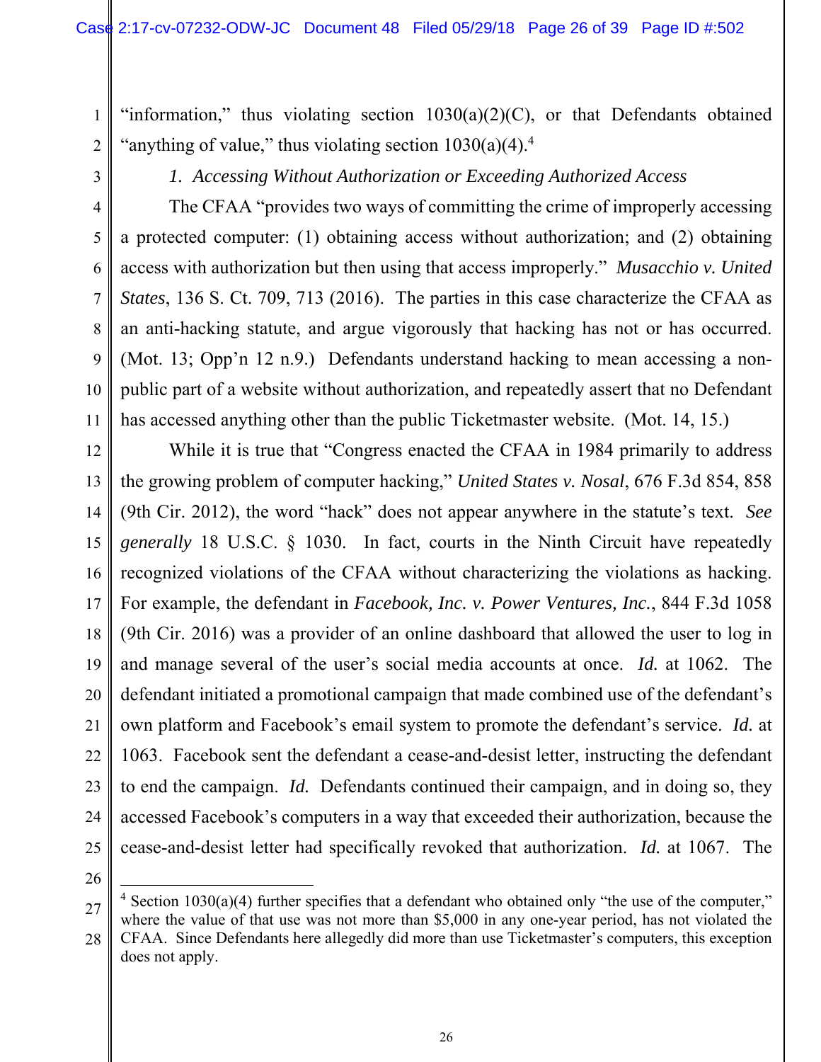"information," thus violating section 1030(a)(2)(C), or that Defendants obtained "anything of value," thus violating section 1030(a)(4).[4]

*1. Accessing Without Authorization or Exceeding Authorized Access*

The CFAA "provides two ways of committing the crime of improperly accessing a protected computer: (1) obtaining access without authorization; and (2) obtaining access with authorization but then using that access improperly." *Musacchio v. United States*, 136 S. Ct. 709, 713 (2016). The parties in this case characterize the CFAA as an anti-hacking statute, and argue vigorously that hacking has not or has occurred. (Mot. 13; Opp'n 12 n.9.) Defendants understand hacking to mean accessing a non-public part of a website without authorization, and repeatedly assert that no Defendant has accessed anything other than the public Ticketmaster website. (Mot. 14, 15.)

While it is true that "Congress enacted the CFAA in 1984 primarily to address the growing problem of computer hacking," *United States v. Nosal*, 676 F.3d 854, 858 (9th Cir. 2012), the word "hack" does not appear anywhere in the statute's text. *See generally* 18 U.S.C. § 1030. In fact, courts in the Ninth Circuit have repeatedly recognized violations of the CFAA without characterizing the violations as hacking. For example, the defendant in *Facebook, Inc. v. Power Ventures, Inc.*, 844 F.3d 1058 (9th Cir. 2016) was a provider of an online dashboard that allowed the user to log in and manage several of the user's social media accounts at once. *Id.* at 1062. The defendant initiated a promotional campaign that made combined use of the defendant's own platform and Facebook's email system to promote the defendant's service. *Id.* at 1063. Facebook sent the defendant a cease-and-desist letter, instructing the defendant to end the campaign. *Id.* Defendants continued their campaign, and in doing so, they accessed Facebook's computers in a way that exceeded their authorization, because the cease-and-desist letter had specifically revoked that authorization. *Id.* at 1067. The

---

[4] Section 1030(a)(4) further specifies that a defendant who obtained only "the use of the computer," where the value of that use was not more than $5,000 in any one-year period, has not violated the CFAA. Since Defendants here allegedly did more than use Ticketmaster's computers, this exception does not apply.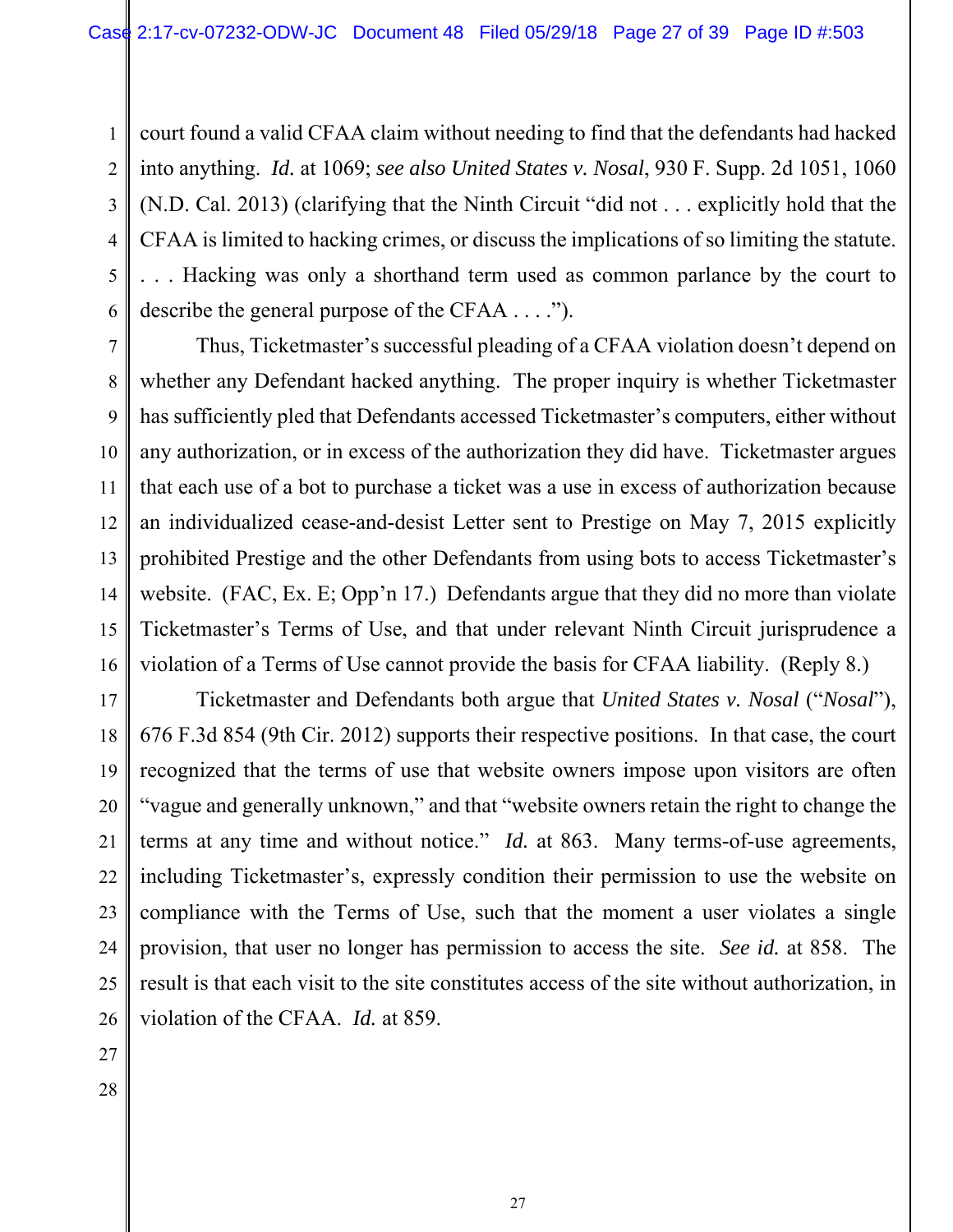court found a valid CFAA claim without needing to find that the defendants had hacked into anything. *Id.* at 1069; *see also United States v. Nosal*, 930 F. Supp. 2d 1051, 1060 (N.D. Cal. 2013) (clarifying that the Ninth Circuit "did not . . . explicitly hold that the CFAA is limited to hacking crimes, or discuss the implications of so limiting the statute. . . . Hacking was only a shorthand term used as common parlance by the court to describe the general purpose of the CFAA . . . .").

Thus, Ticketmaster's successful pleading of a CFAA violation doesn't depend on whether any Defendant hacked anything. The proper inquiry is whether Ticketmaster has sufficiently pled that Defendants accessed Ticketmaster's computers, either without any authorization, or in excess of the authorization they did have. Ticketmaster argues that each use of a bot to purchase a ticket was a use in excess of authorization because an individualized cease-and-desist Letter sent to Prestige on May 7, 2015 explicitly prohibited Prestige and the other Defendants from using bots to access Ticketmaster's website. (FAC, Ex. E; Opp'n 17.) Defendants argue that they did no more than violate Ticketmaster's Terms of Use, and that under relevant Ninth Circuit jurisprudence a violation of a Terms of Use cannot provide the basis for CFAA liability. (Reply 8.)

Ticketmaster and Defendants both argue that *United States v. Nosal* ("*Nosal*"), 676 F.3d 854 (9th Cir. 2012) supports their respective positions. In that case, the court recognized that the terms of use that website owners impose upon visitors are often "vague and generally unknown," and that "website owners retain the right to change the terms at any time and without notice." *Id.* at 863. Many terms-of-use agreements, including Ticketmaster's, expressly condition their permission to use the website on compliance with the Terms of Use, such that the moment a user violates a single provision, that user no longer has permission to access the site. *See id.* at 858. The result is that each visit to the site constitutes access of the site without authorization, in violation of the CFAA. *Id.* at 859.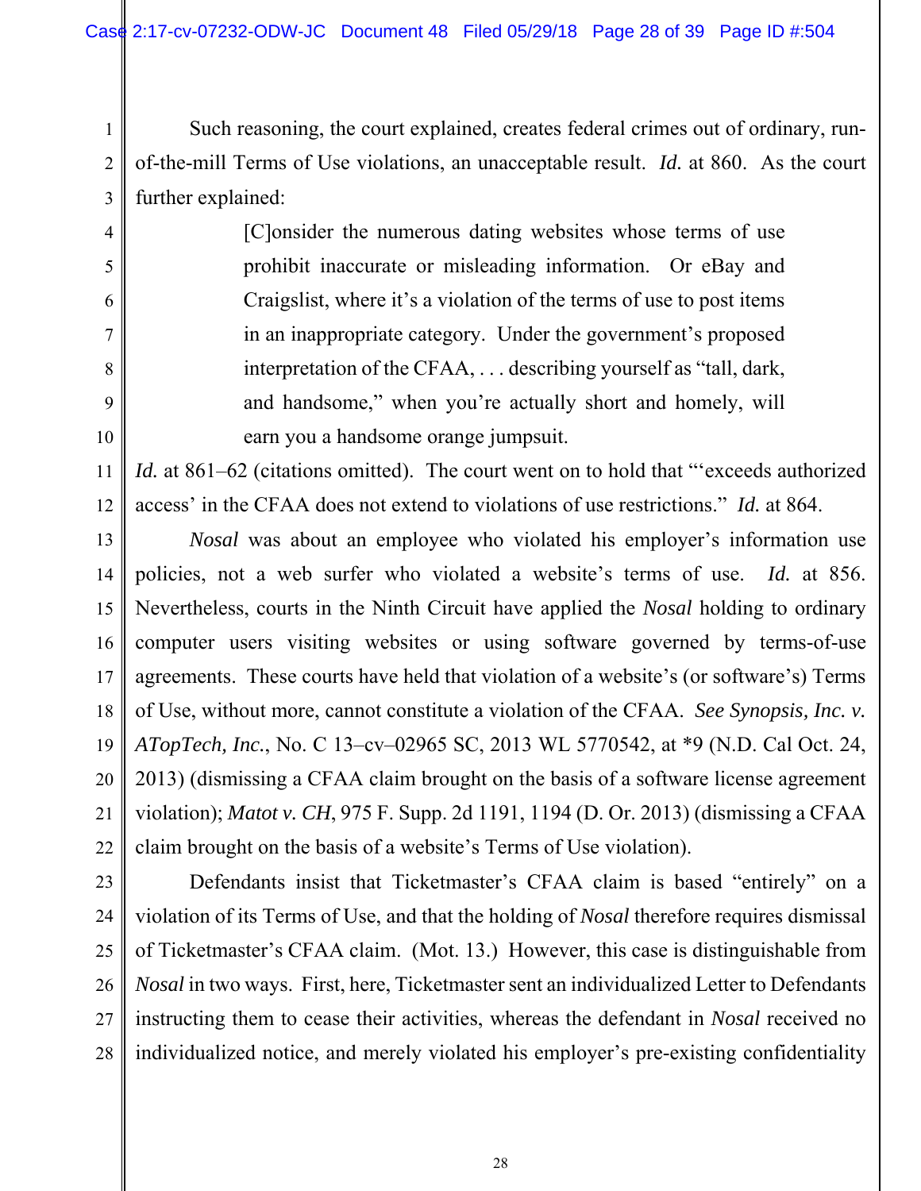Such reasoning, the court explained, creates federal crimes out of ordinary, run-of-the-mill Terms of Use violations, an unacceptable result. *Id.* at 860. As the court further explained:

> [C]onsider the numerous dating websites whose terms of use prohibit inaccurate or misleading information. Or eBay and Craigslist, where it's a violation of the terms of use to post items in an inappropriate category. Under the government's proposed interpretation of the CFAA, . . . describing yourself as "tall, dark, and handsome," when you're actually short and homely, will earn you a handsome orange jumpsuit.

*Id.* at 861–62 (citations omitted). The court went on to hold that "'exceeds authorized access' in the CFAA does not extend to violations of use restrictions." *Id.* at 864.

*Nosal* was about an employee who violated his employer's information use policies, not a web surfer who violated a website's terms of use. *Id.* at 856. Nevertheless, courts in the Ninth Circuit have applied the *Nosal* holding to ordinary computer users visiting websites or using software governed by terms-of-use agreements. These courts have held that violation of a website's (or software's) Terms of Use, without more, cannot constitute a violation of the CFAA. *See Synopsis, Inc. v. ATopTech, Inc.*, No. C 13–cv–02965 SC, 2013 WL 5770542, at *9 (N.D. Cal Oct. 24, 2013) (dismissing a CFAA claim brought on the basis of a software license agreement violation); *Matot v. CH*, 975 F. Supp. 2d 1191, 1194 (D. Or. 2013) (dismissing a CFAA claim brought on the basis of a website's Terms of Use violation).

Defendants insist that Ticketmaster's CFAA claim is based "entirely" on a violation of its Terms of Use, and that the holding of *Nosal* therefore requires dismissal of Ticketmaster's CFAA claim. (Mot. 13.) However, this case is distinguishable from *Nosal* in two ways. First, here, Ticketmaster sent an individualized Letter to Defendants instructing them to cease their activities, whereas the defendant in *Nosal* received no individualized notice, and merely violated his employer's pre-existing confidentiality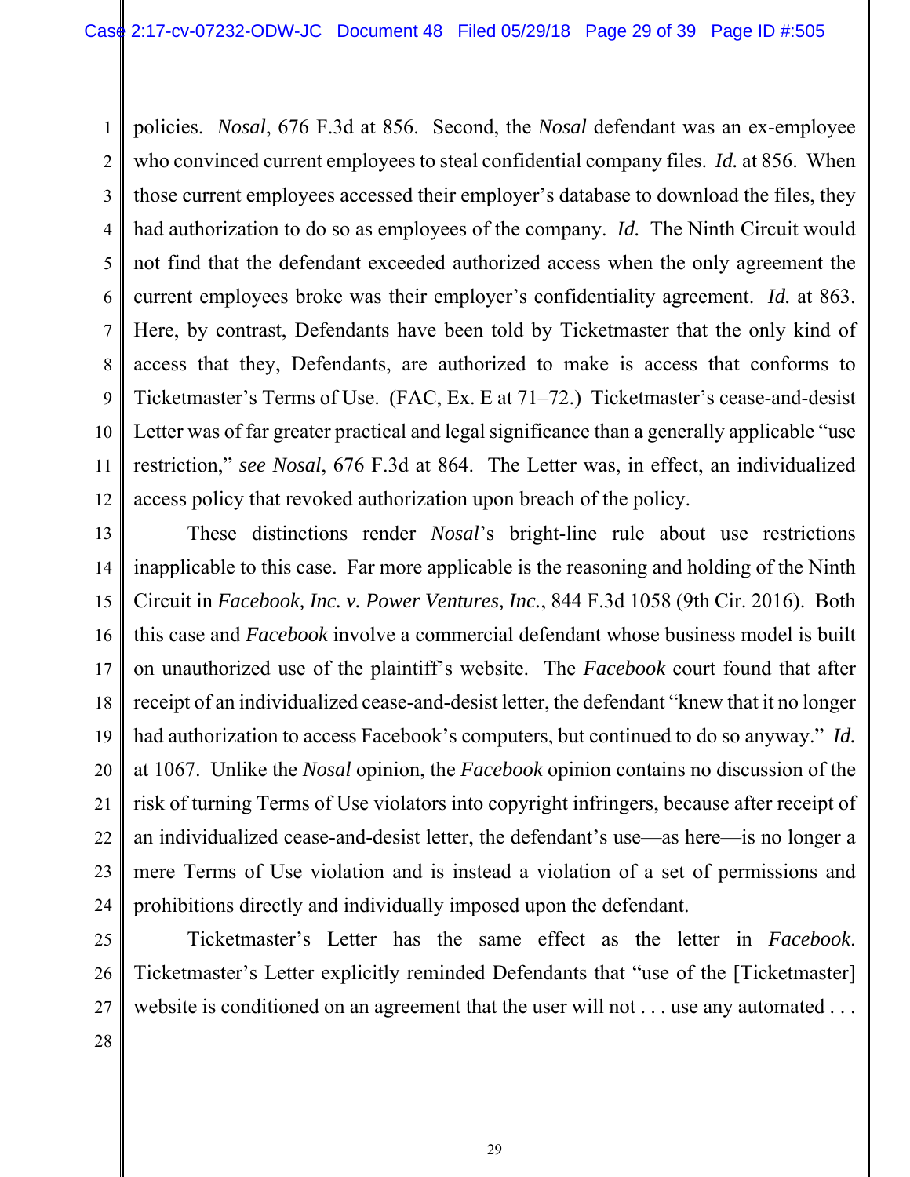policies. *Nosal*, 676 F.3d at 856. Second, the *Nosal* defendant was an ex-employee who convinced current employees to steal confidential company files. *Id.* at 856. When those current employees accessed their employer's database to download the files, they had authorization to do so as employees of the company. *Id.* The Ninth Circuit would not find that the defendant exceeded authorized access when the only agreement the current employees broke was their employer's confidentiality agreement. *Id.* at 863. Here, by contrast, Defendants have been told by Ticketmaster that the only kind of access that they, Defendants, are authorized to make is access that conforms to Ticketmaster's Terms of Use. (FAC, Ex. E at 71–72.) Ticketmaster's cease-and-desist Letter was of far greater practical and legal significance than a generally applicable "use restriction," *see Nosal*, 676 F.3d at 864. The Letter was, in effect, an individualized access policy that revoked authorization upon breach of the policy.

These distinctions render *Nosal*'s bright-line rule about use restrictions inapplicable to this case. Far more applicable is the reasoning and holding of the Ninth Circuit in *Facebook, Inc. v. Power Ventures, Inc.*, 844 F.3d 1058 (9th Cir. 2016). Both this case and *Facebook* involve a commercial defendant whose business model is built on unauthorized use of the plaintiff's website. The *Facebook* court found that after receipt of an individualized cease-and-desist letter, the defendant "knew that it no longer had authorization to access Facebook's computers, but continued to do so anyway." *Id.* at 1067. Unlike the *Nosal* opinion, the *Facebook* opinion contains no discussion of the risk of turning Terms of Use violators into copyright infringers, because after receipt of an individualized cease-and-desist letter, the defendant's use—as here—is no longer a mere Terms of Use violation and is instead a violation of a set of permissions and prohibitions directly and individually imposed upon the defendant.

Ticketmaster's Letter has the same effect as the letter in *Facebook*. Ticketmaster's Letter explicitly reminded Defendants that "use of the [Ticketmaster] website is conditioned on an agreement that the user will not . . . use any automated . . .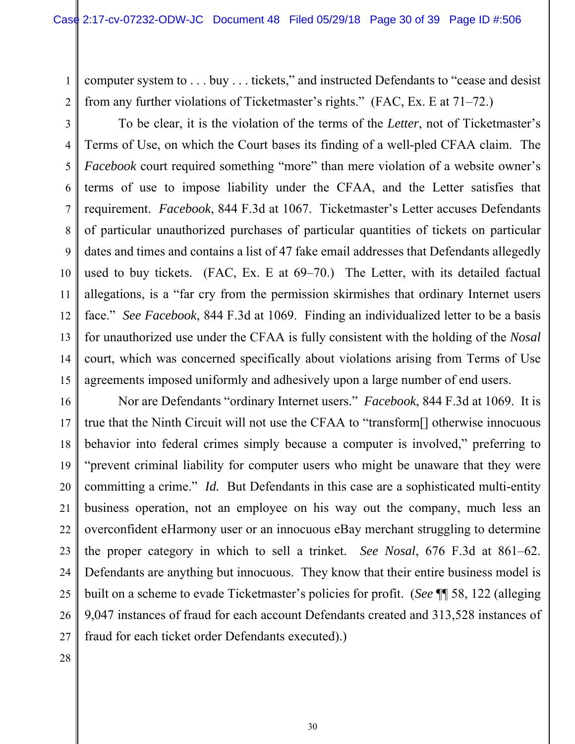computer system to . . . buy . . . tickets," and instructed Defendants to "cease and desist from any further violations of Ticketmaster's rights." (FAC, Ex. E at 71–72.)

To be clear, it is the violation of the terms of the *Letter*, not of Ticketmaster's Terms of Use, on which the Court bases its finding of a well-pled CFAA claim. The *Facebook* court required something "more" than mere violation of a website owner's terms of use to impose liability under the CFAA, and the Letter satisfies that requirement. *Facebook*, 844 F.3d at 1067. Ticketmaster's Letter accuses Defendants of particular unauthorized purchases of particular quantities of tickets on particular dates and times and contains a list of 47 fake email addresses that Defendants allegedly used to buy tickets. (FAC, Ex. E at 69–70.) The Letter, with its detailed factual allegations, is a "far cry from the permission skirmishes that ordinary Internet users face." *See Facebook*, 844 F.3d at 1069. Finding an individualized letter to be a basis for unauthorized use under the CFAA is fully consistent with the holding of the *Nosal* court, which was concerned specifically about violations arising from Terms of Use agreements imposed uniformly and adhesively upon a large number of end users.

Nor are Defendants "ordinary Internet users." *Facebook*, 844 F.3d at 1069. It is true that the Ninth Circuit will not use the CFAA to "transform[] otherwise innocuous behavior into federal crimes simply because a computer is involved," preferring to "prevent criminal liability for computer users who might be unaware that they were committing a crime." *Id.* But Defendants in this case are a sophisticated multi-entity business operation, not an employee on his way out the company, much less an overconfident eHarmony user or an innocuous eBay merchant struggling to determine the proper category in which to sell a trinket. *See Nosal*, 676 F.3d at 861–62. Defendants are anything but innocuous. They know that their entire business model is built on a scheme to evade Ticketmaster's policies for profit. (*See* ¶¶ 58, 122 (alleging 9,047 instances of fraud for each account Defendants created and 313,528 instances of fraud for each ticket order Defendants executed).)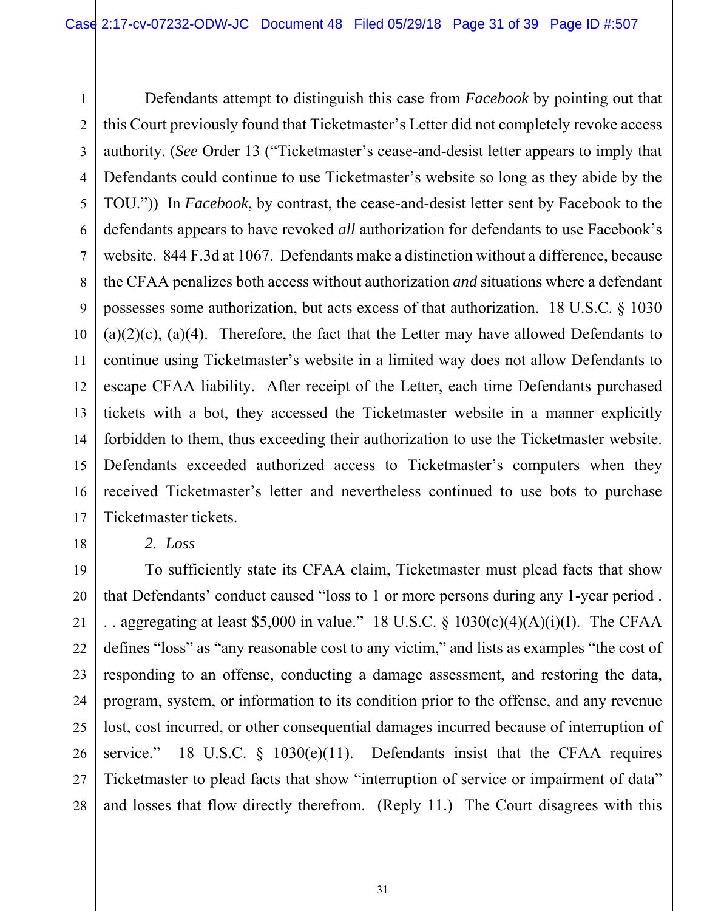Defendants attempt to distinguish this case from *Facebook* by pointing out that this Court previously found that Ticketmaster's Letter did not completely revoke access authority. (*See* Order 13 ("Ticketmaster's cease-and-desist letter appears to imply that Defendants could continue to use Ticketmaster's website so long as they abide by the TOU.")) In *Facebook*, by contrast, the cease-and-desist letter sent by Facebook to the defendants appears to have revoked *all* authorization for defendants to use Facebook's website. 844 F.3d at 1067. Defendants make a distinction without a difference, because the CFAA penalizes both access without authorization *and* situations where a defendant possesses some authorization, but acts excess of that authorization. 18 U.S.C. § 1030 (a)(2)(c), (a)(4). Therefore, the fact that the Letter may have allowed Defendants to continue using Ticketmaster's website in a limited way does not allow Defendants to escape CFAA liability. After receipt of the Letter, each time Defendants purchased tickets with a bot, they accessed the Ticketmaster website in a manner explicitly forbidden to them, thus exceeding their authorization to use the Ticketmaster website. Defendants exceeded authorized access to Ticketmaster's computers when they received Ticketmaster's letter and nevertheless continued to use bots to purchase Ticketmaster tickets.

*2. Loss*

To sufficiently state its CFAA claim, Ticketmaster must plead facts that show that Defendants' conduct caused "loss to 1 or more persons during any 1-year period . . . aggregating at least $5,000 in value." 18 U.S.C. § 1030(c)(4)(A)(i)(I). The CFAA defines "loss" as "any reasonable cost to any victim," and lists as examples "the cost of responding to an offense, conducting a damage assessment, and restoring the data, program, system, or information to its condition prior to the offense, and any revenue lost, cost incurred, or other consequential damages incurred because of interruption of service." 18 U.S.C. § 1030(e)(11). Defendants insist that the CFAA requires Ticketmaster to plead facts that show "interruption of service or impairment of data" and losses that flow directly therefrom. (Reply 11.) The Court disagrees with this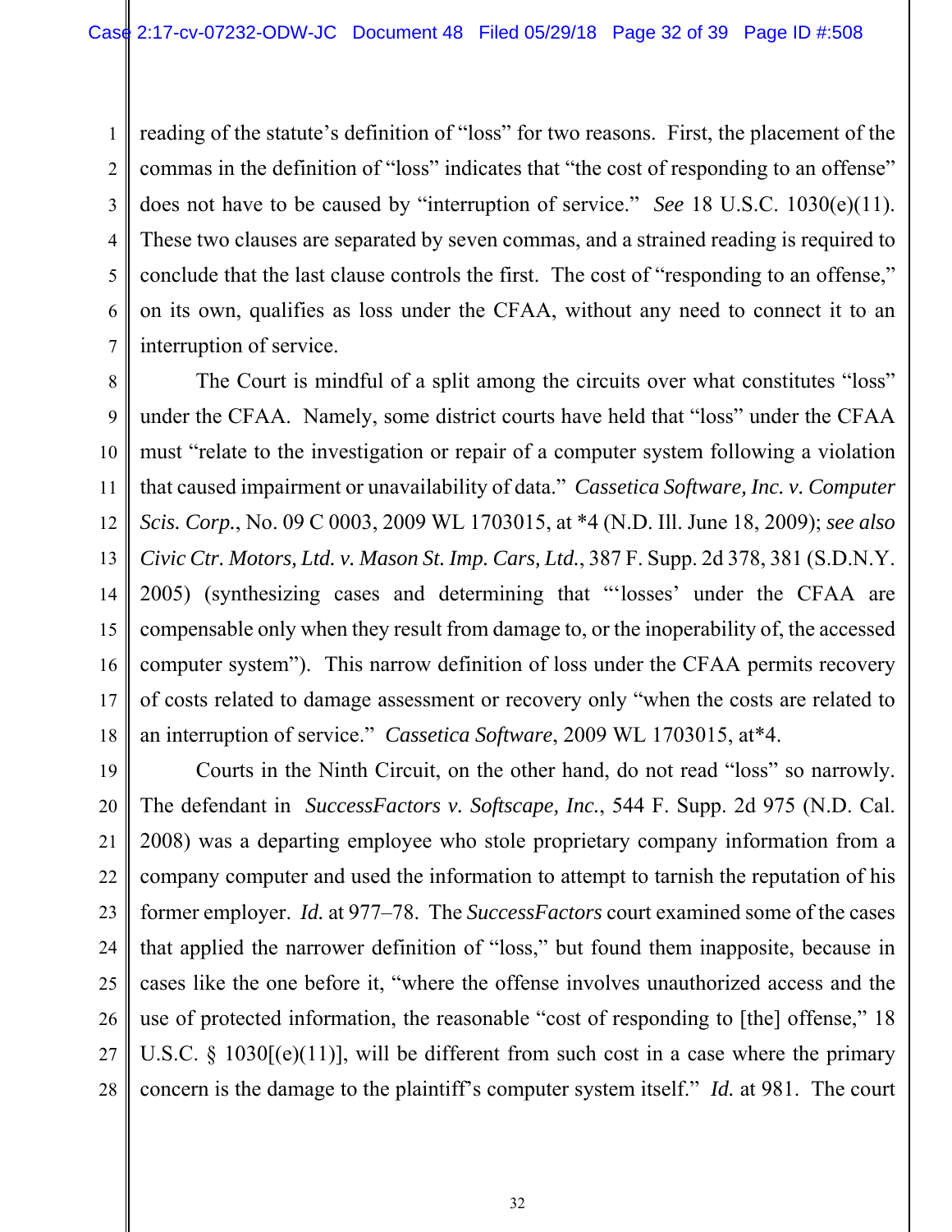reading of the statute's definition of "loss" for two reasons. First, the placement of the commas in the definition of "loss" indicates that "the cost of responding to an offense" does not have to be caused by "interruption of service." *See* 18 U.S.C. 1030(e)(11). These two clauses are separated by seven commas, and a strained reading is required to conclude that the last clause controls the first. The cost of "responding to an offense," on its own, qualifies as loss under the CFAA, without any need to connect it to an interruption of service.

The Court is mindful of a split among the circuits over what constitutes "loss" under the CFAA. Namely, some district courts have held that "loss" under the CFAA must "relate to the investigation or repair of a computer system following a violation that caused impairment or unavailability of data." *Cassetica Software, Inc. v. Computer Scis. Corp.*, No. 09 C 0003, 2009 WL 1703015, at *4 (N.D. Ill. June 18, 2009); *see also Civic Ctr. Motors, Ltd. v. Mason St. Imp. Cars, Ltd.*, 387 F. Supp. 2d 378, 381 (S.D.N.Y. 2005) (synthesizing cases and determining that "'losses' under the CFAA are compensable only when they result from damage to, or the inoperability of, the accessed computer system"). This narrow definition of loss under the CFAA permits recovery of costs related to damage assessment or recovery only "when the costs are related to an interruption of service." *Cassetica Software*, 2009 WL 1703015, at*4.

Courts in the Ninth Circuit, on the other hand, do not read "loss" so narrowly. The defendant in *SuccessFactors v. Softscape, Inc.*, 544 F. Supp. 2d 975 (N.D. Cal. 2008) was a departing employee who stole proprietary company information from a company computer and used the information to attempt to tarnish the reputation of his former employer. *Id.* at 977–78. The *SuccessFactors* court examined some of the cases that applied the narrower definition of "loss," but found them inapposite, because in cases like the one before it, "where the offense involves unauthorized access and the use of protected information, the reasonable "cost of responding to [the] offense," 18 U.S.C. § 1030[(e)(11)], will be different from such cost in a case where the primary concern is the damage to the plaintiff's computer system itself." *Id.* at 981. The court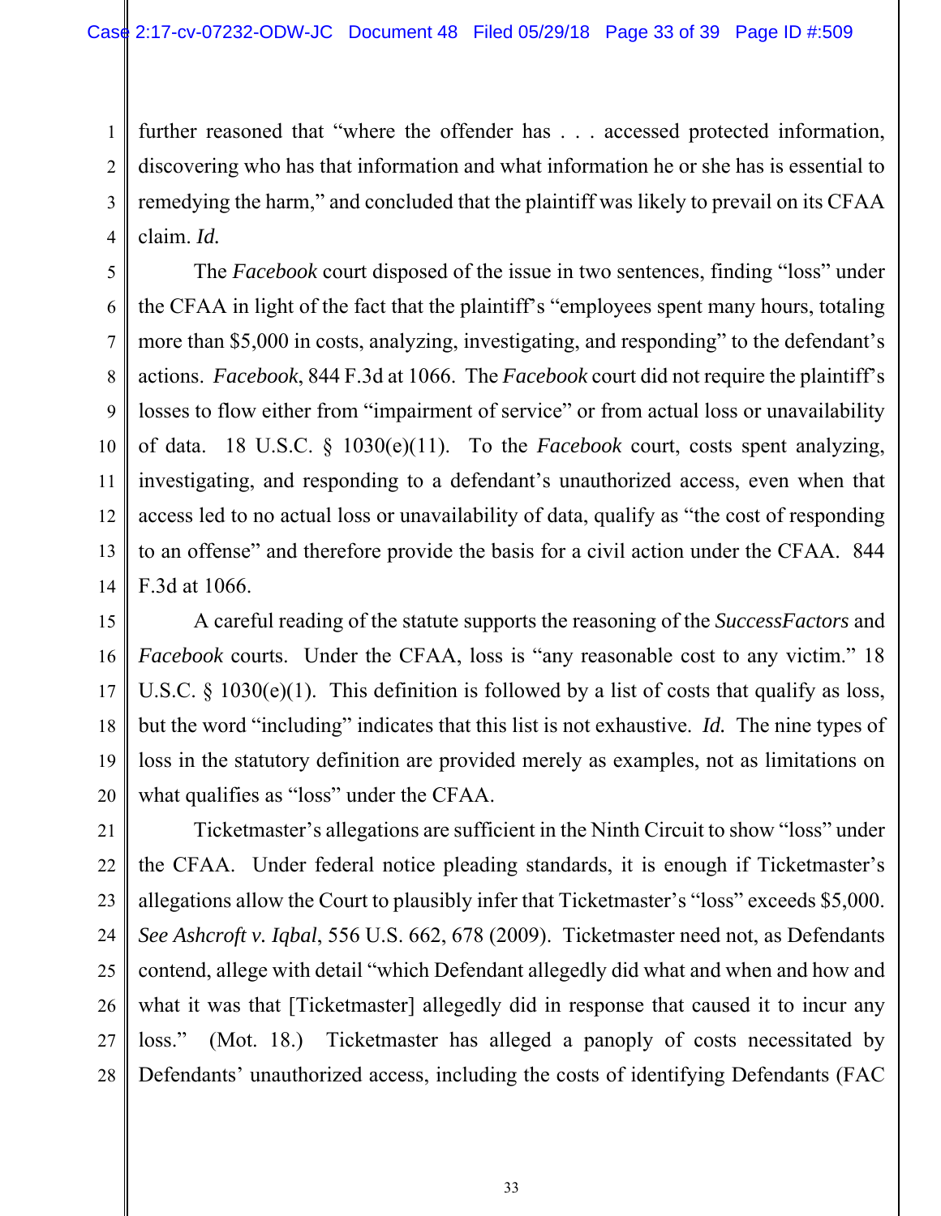further reasoned that "where the offender has . . . accessed protected information, discovering who has that information and what information he or she has is essential to remedying the harm," and concluded that the plaintiff was likely to prevail on its CFAA claim. *Id.*

The *Facebook* court disposed of the issue in two sentences, finding "loss" under the CFAA in light of the fact that the plaintiff's "employees spent many hours, totaling more than $5,000 in costs, analyzing, investigating, and responding" to the defendant's actions. *Facebook*, 844 F.3d at 1066. The *Facebook* court did not require the plaintiff's losses to flow either from "impairment of service" or from actual loss or unavailability of data. 18 U.S.C. § 1030(e)(11). To the *Facebook* court, costs spent analyzing, investigating, and responding to a defendant's unauthorized access, even when that access led to no actual loss or unavailability of data, qualify as "the cost of responding to an offense" and therefore provide the basis for a civil action under the CFAA. 844 F.3d at 1066.

A careful reading of the statute supports the reasoning of the *SuccessFactors* and *Facebook* courts. Under the CFAA, loss is "any reasonable cost to any victim." 18 U.S.C. § 1030(e)(1). This definition is followed by a list of costs that qualify as loss, but the word "including" indicates that this list is not exhaustive. *Id.* The nine types of loss in the statutory definition are provided merely as examples, not as limitations on what qualifies as "loss" under the CFAA.

Ticketmaster's allegations are sufficient in the Ninth Circuit to show "loss" under the CFAA. Under federal notice pleading standards, it is enough if Ticketmaster's allegations allow the Court to plausibly infer that Ticketmaster's "loss" exceeds $5,000. *See Ashcroft v. Iqbal*, 556 U.S. 662, 678 (2009). Ticketmaster need not, as Defendants contend, allege with detail "which Defendant allegedly did what and when and how and what it was that [Ticketmaster] allegedly did in response that caused it to incur any loss." (Mot. 18.) Ticketmaster has alleged a panoply of costs necessitated by Defendants' unauthorized access, including the costs of identifying Defendants (FAC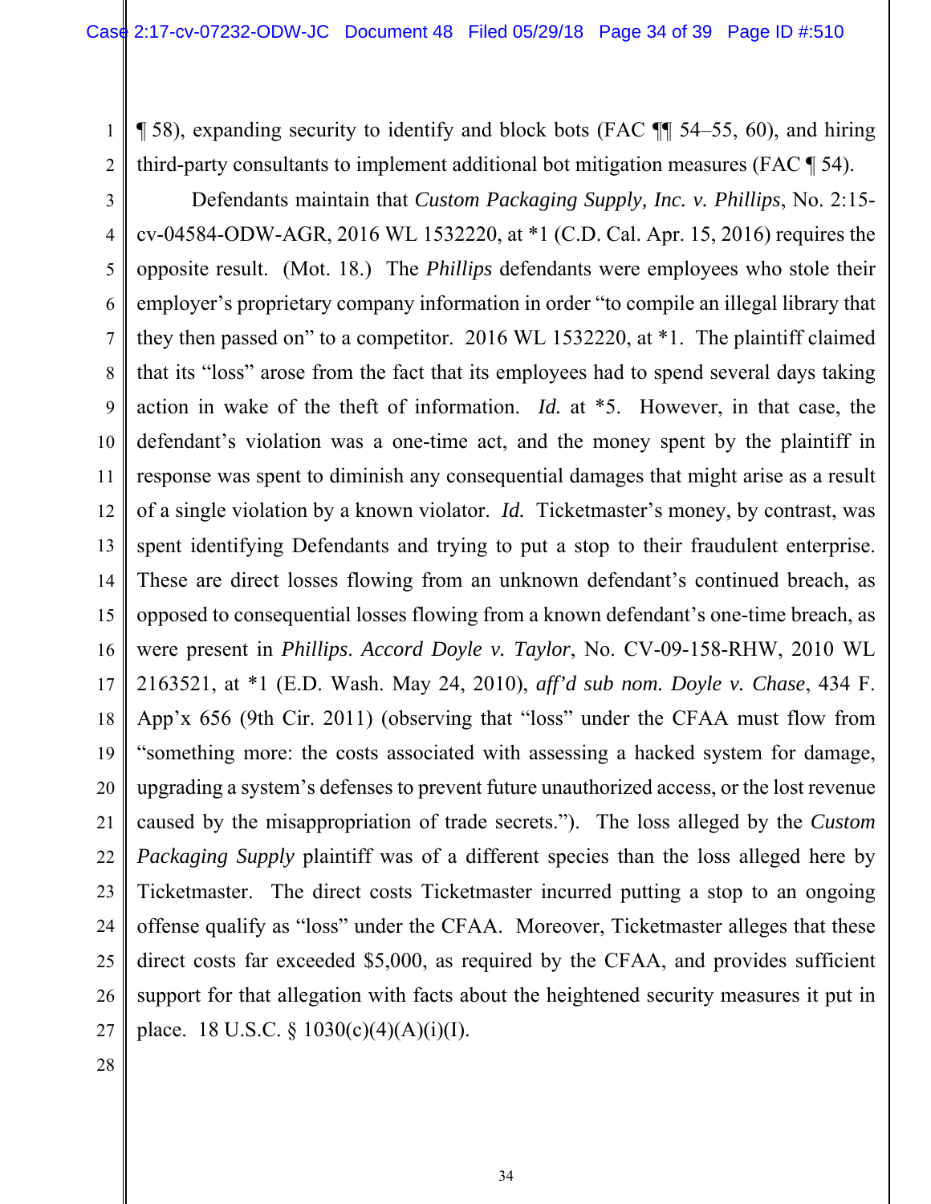¶ 58), expanding security to identify and block bots (FAC ¶¶ 54–55, 60), and hiring third-party consultants to implement additional bot mitigation measures (FAC ¶ 54).

Defendants maintain that *Custom Packaging Supply, Inc. v. Phillips*, No. 2:15-cv-04584-ODW-AGR, 2016 WL 1532220, at *1 (C.D. Cal. Apr. 15, 2016) requires the opposite result. (Mot. 18.) The *Phillips* defendants were employees who stole their employer's proprietary company information in order "to compile an illegal library that they then passed on" to a competitor. 2016 WL 1532220, at *1. The plaintiff claimed that its "loss" arose from the fact that its employees had to spend several days taking action in wake of the theft of information. *Id.* at *5. However, in that case, the defendant's violation was a one-time act, and the money spent by the plaintiff in response was spent to diminish any consequential damages that might arise as a result of a single violation by a known violator. *Id.* Ticketmaster's money, by contrast, was spent identifying Defendants and trying to put a stop to their fraudulent enterprise. These are direct losses flowing from an unknown defendant's continued breach, as opposed to consequential losses flowing from a known defendant's one-time breach, as were present in *Phillips*. *Accord Doyle v. Taylor*, No. CV-09-158-RHW, 2010 WL 2163521, at *1 (E.D. Wash. May 24, 2010), *aff'd sub nom. Doyle v. Chase*, 434 F. App'x 656 (9th Cir. 2011) (observing that "loss" under the CFAA must flow from "something more: the costs associated with assessing a hacked system for damage, upgrading a system's defenses to prevent future unauthorized access, or the lost revenue caused by the misappropriation of trade secrets."). The loss alleged by the *Custom Packaging Supply* plaintiff was of a different species than the loss alleged here by Ticketmaster. The direct costs Ticketmaster incurred putting a stop to an ongoing offense qualify as "loss" under the CFAA. Moreover, Ticketmaster alleges that these direct costs far exceeded $5,000, as required by the CFAA, and provides sufficient support for that allegation with facts about the heightened security measures it put in place. 18 U.S.C. § 1030(c)(4)(A)(i)(I).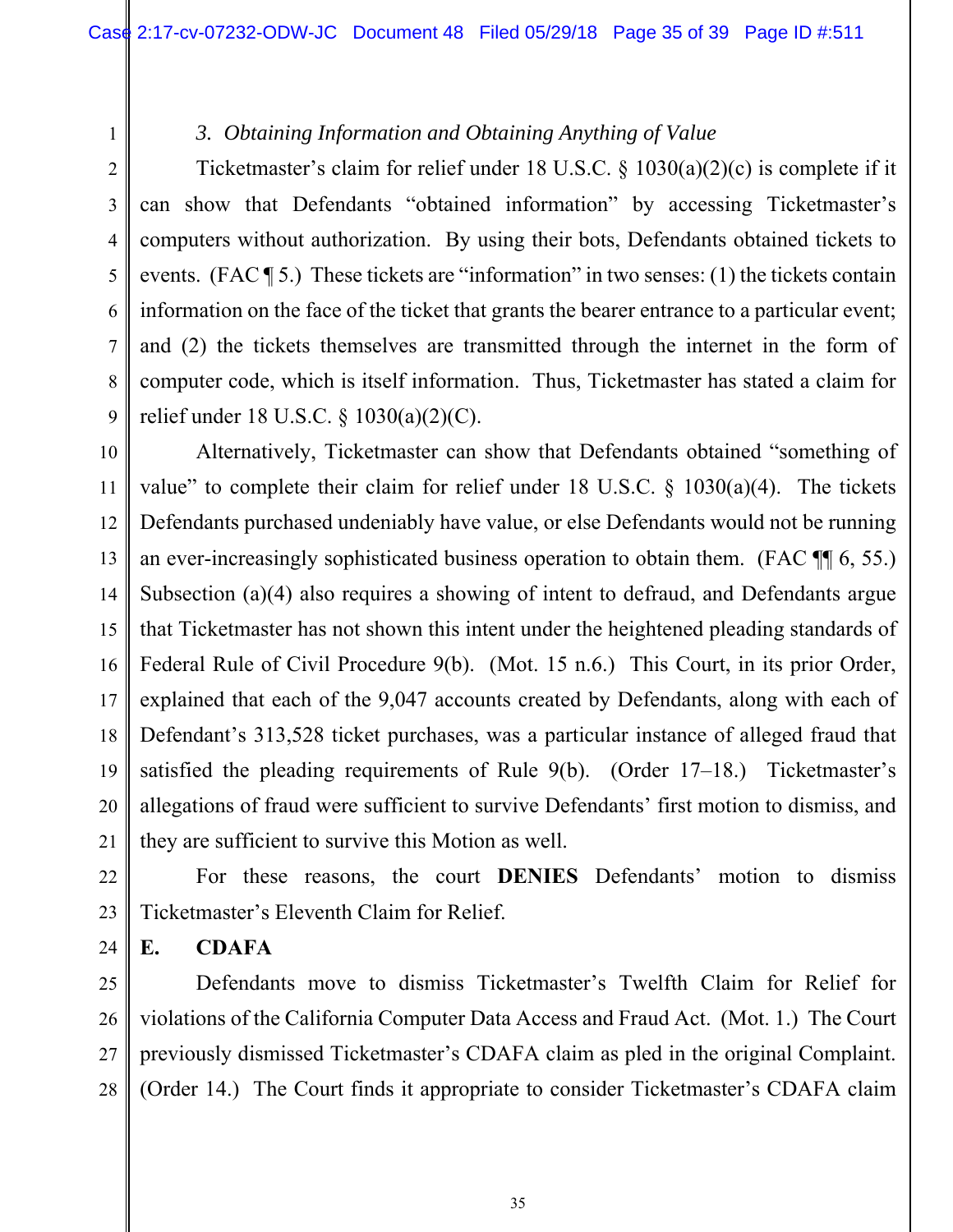*3. Obtaining Information and Obtaining Anything of Value*

Ticketmaster's claim for relief under 18 U.S.C. § 1030(a)(2)(c) is complete if it can show that Defendants "obtained information" by accessing Ticketmaster's computers without authorization. By using their bots, Defendants obtained tickets to events. (FAC ¶ 5.) These tickets are "information" in two senses: (1) the tickets contain information on the face of the ticket that grants the bearer entrance to a particular event; and (2) the tickets themselves are transmitted through the internet in the form of computer code, which is itself information. Thus, Ticketmaster has stated a claim for relief under 18 U.S.C. § 1030(a)(2)(C).

Alternatively, Ticketmaster can show that Defendants obtained "something of value" to complete their claim for relief under 18 U.S.C. § 1030(a)(4). The tickets Defendants purchased undeniably have value, or else Defendants would not be running an ever-increasingly sophisticated business operation to obtain them. (FAC ¶¶ 6, 55.) Subsection (a)(4) also requires a showing of intent to defraud, and Defendants argue that Ticketmaster has not shown this intent under the heightened pleading standards of Federal Rule of Civil Procedure 9(b). (Mot. 15 n.6.) This Court, in its prior Order, explained that each of the 9,047 accounts created by Defendants, along with each of Defendant's 313,528 ticket purchases, was a particular instance of alleged fraud that satisfied the pleading requirements of Rule 9(b). (Order 17–18.) Ticketmaster's allegations of fraud were sufficient to survive Defendants' first motion to dismiss, and they are sufficient to survive this Motion as well.

For these reasons, the court **DENIES** Defendants' motion to dismiss Ticketmaster's Eleventh Claim for Relief.

**E. CDAFA**

Defendants move to dismiss Ticketmaster's Twelfth Claim for Relief for violations of the California Computer Data Access and Fraud Act. (Mot. 1.) The Court previously dismissed Ticketmaster's CDAFA claim as pled in the original Complaint. (Order 14.) The Court finds it appropriate to consider Ticketmaster's CDAFA claim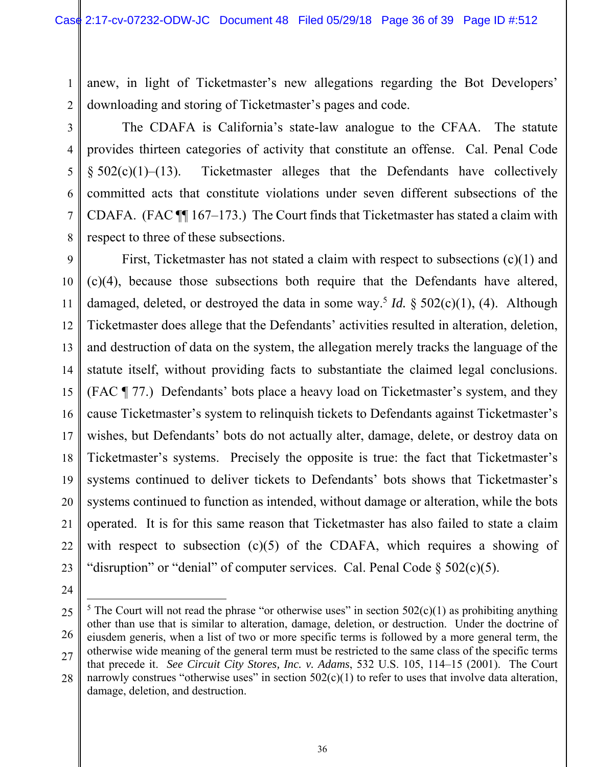anew, in light of Ticketmaster's new allegations regarding the Bot Developers' downloading and storing of Ticketmaster's pages and code.

The CDAFA is California's state-law analogue to the CFAA. The statute provides thirteen categories of activity that constitute an offense. Cal. Penal Code § 502(c)(1)–(13). Ticketmaster alleges that the Defendants have collectively committed acts that constitute violations under seven different subsections of the CDAFA. (FAC ¶¶ 167–173.) The Court finds that Ticketmaster has stated a claim with respect to three of these subsections.

First, Ticketmaster has not stated a claim with respect to subsections (c)(1) and (c)(4), because those subsections both require that the Defendants have altered, damaged, deleted, or destroyed the data in some way.[5] *Id.* § 502(c)(1), (4). Although Ticketmaster does allege that the Defendants' activities resulted in alteration, deletion, and destruction of data on the system, the allegation merely tracks the language of the statute itself, without providing facts to substantiate the claimed legal conclusions. (FAC ¶ 77.) Defendants' bots place a heavy load on Ticketmaster's system, and they cause Ticketmaster's system to relinquish tickets to Defendants against Ticketmaster's wishes, but Defendants' bots do not actually alter, damage, delete, or destroy data on Ticketmaster's systems. Precisely the opposite is true: the fact that Ticketmaster's systems continued to deliver tickets to Defendants' bots shows that Ticketmaster's systems continued to function as intended, without damage or alteration, while the bots operated. It is for this same reason that Ticketmaster has also failed to state a claim with respect to subsection (c)(5) of the CDAFA, which requires a showing of "disruption" or "denial" of computer services. Cal. Penal Code § 502(c)(5).

---

[5] The Court will not read the phrase "or otherwise uses" in section 502(c)(1) as prohibiting anything other than use that is similar to alteration, damage, deletion, or destruction. Under the doctrine of eiusdem generis, when a list of two or more specific terms is followed by a more general term, the otherwise wide meaning of the general term must be restricted to the same class of the specific terms that precede it. *See Circuit City Stores, Inc. v. Adams*, 532 U.S. 105, 114–15 (2001). The Court narrowly construes "otherwise uses" in section 502(c)(1) to refer to uses that involve data alteration, damage, deletion, and destruction.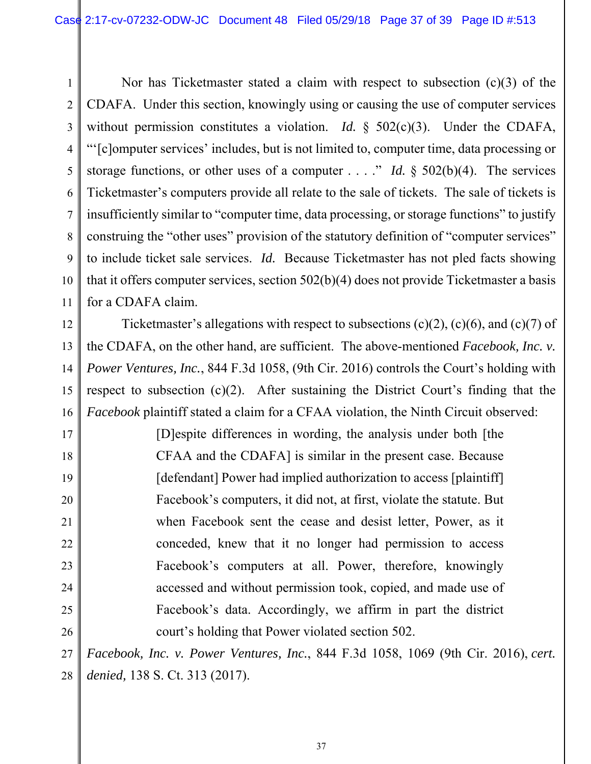Nor has Ticketmaster stated a claim with respect to subsection (c)(3) of the CDAFA. Under this section, knowingly using or causing the use of computer services without permission constitutes a violation. *Id.* § 502(c)(3). Under the CDAFA, "'[c]omputer services' includes, but is not limited to, computer time, data processing or storage functions, or other uses of a computer . . . ." *Id.* § 502(b)(4). The services Ticketmaster's computers provide all relate to the sale of tickets. The sale of tickets is insufficiently similar to "computer time, data processing, or storage functions" to justify construing the "other uses" provision of the statutory definition of "computer services" to include ticket sale services. *Id.* Because Ticketmaster has not pled facts showing that it offers computer services, section 502(b)(4) does not provide Ticketmaster a basis for a CDAFA claim.

Ticketmaster's allegations with respect to subsections (c)(2), (c)(6), and (c)(7) of the CDAFA, on the other hand, are sufficient. The above-mentioned *Facebook, Inc. v. Power Ventures, Inc.*, 844 F.3d 1058, (9th Cir. 2016) controls the Court's holding with respect to subsection (c)(2). After sustaining the District Court's finding that the *Facebook* plaintiff stated a claim for a CFAA violation, the Ninth Circuit observed:

> [D]espite differences in wording, the analysis under both [the CFAA and the CDAFA] is similar in the present case. Because [defendant] Power had implied authorization to access [plaintiff] Facebook's computers, it did not, at first, violate the statute. But when Facebook sent the cease and desist letter, Power, as it conceded, knew that it no longer had permission to access Facebook's computers at all. Power, therefore, knowingly accessed and without permission took, copied, and made use of Facebook's data. Accordingly, we affirm in part the district court's holding that Power violated section 502.

*Facebook, Inc. v. Power Ventures, Inc.*, 844 F.3d 1058, 1069 (9th Cir. 2016), *cert. denied,* 138 S. Ct. 313 (2017).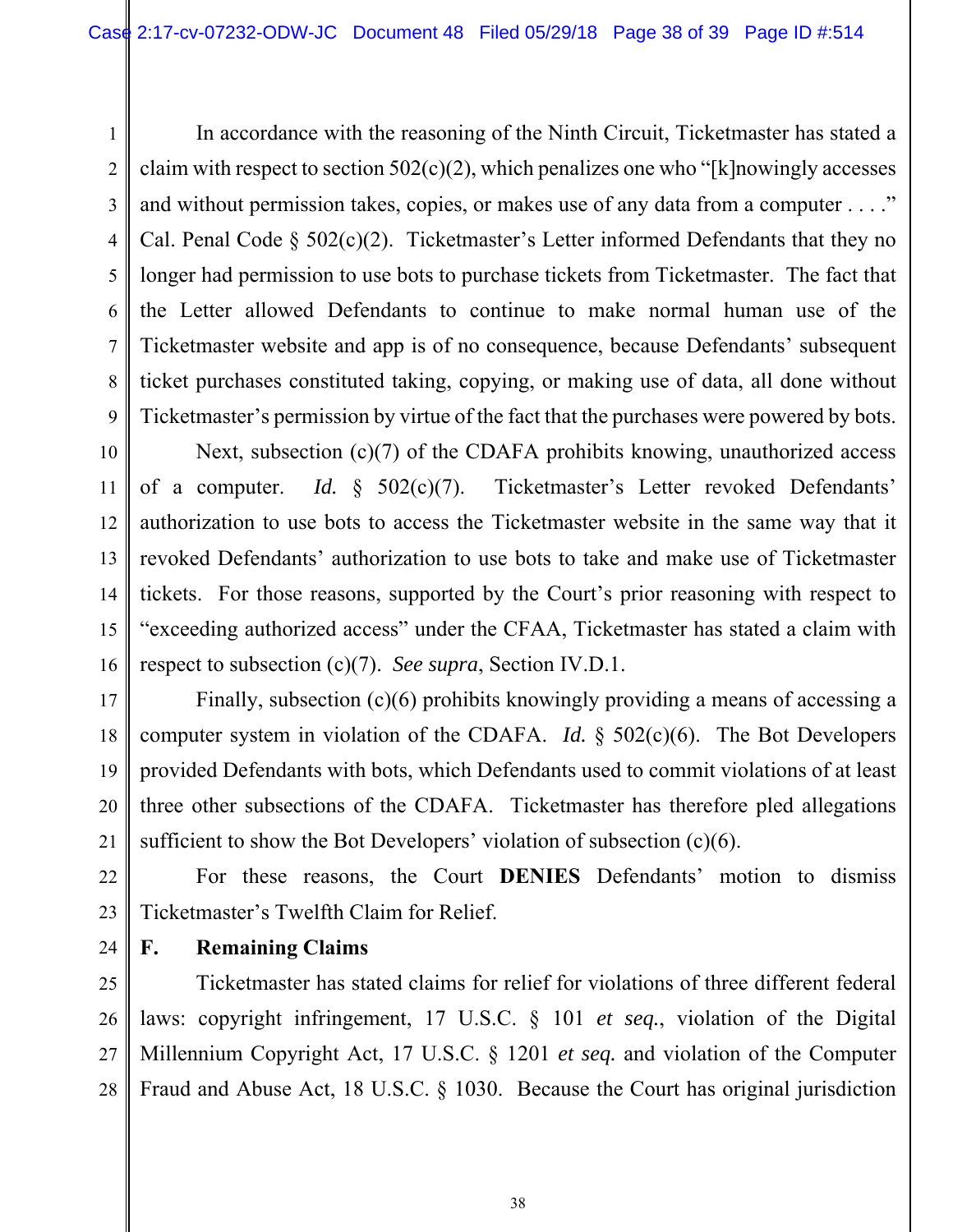In accordance with the reasoning of the Ninth Circuit, Ticketmaster has stated a claim with respect to section 502(c)(2), which penalizes one who "[k]nowingly accesses and without permission takes, copies, or makes use of any data from a computer . . . ." Cal. Penal Code § 502(c)(2). Ticketmaster's Letter informed Defendants that they no longer had permission to use bots to purchase tickets from Ticketmaster. The fact that the Letter allowed Defendants to continue to make normal human use of the Ticketmaster website and app is of no consequence, because Defendants' subsequent ticket purchases constituted taking, copying, or making use of data, all done without Ticketmaster's permission by virtue of the fact that the purchases were powered by bots.

Next, subsection (c)(7) of the CDAFA prohibits knowing, unauthorized access of a computer. *Id.* § 502(c)(7). Ticketmaster's Letter revoked Defendants' authorization to use bots to access the Ticketmaster website in the same way that it revoked Defendants' authorization to use bots to take and make use of Ticketmaster tickets. For those reasons, supported by the Court's prior reasoning with respect to "exceeding authorized access" under the CFAA, Ticketmaster has stated a claim with respect to subsection (c)(7). *See supra*, Section IV.D.1.

Finally, subsection (c)(6) prohibits knowingly providing a means of accessing a computer system in violation of the CDAFA. *Id.* § 502(c)(6). The Bot Developers provided Defendants with bots, which Defendants used to commit violations of at least three other subsections of the CDAFA. Ticketmaster has therefore pled allegations sufficient to show the Bot Developers' violation of subsection (c)(6).

For these reasons, the Court **DENIES** Defendants' motion to dismiss Ticketmaster's Twelfth Claim for Relief.

### F. Remaining Claims

Ticketmaster has stated claims for relief for violations of three different federal laws: copyright infringement, 17 U.S.C. § 101 *et seq.*, violation of the Digital Millennium Copyright Act, 17 U.S.C. § 1201 *et seq.* and violation of the Computer Fraud and Abuse Act, 18 U.S.C. § 1030. Because the Court has original jurisdiction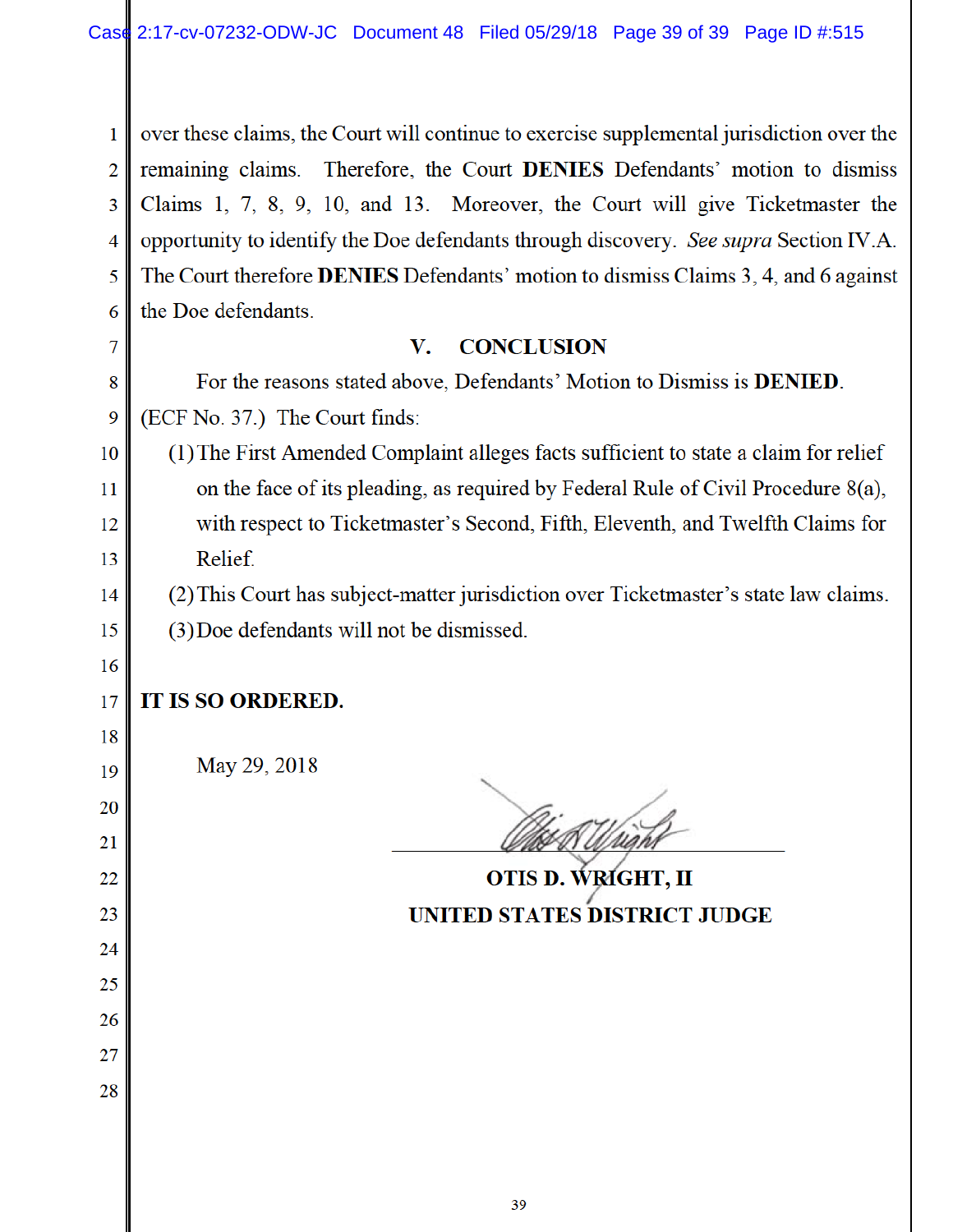over these claims, the Court will continue to exercise supplemental jurisdiction over the remaining claims. Therefore, the Court **DENIES** Defendants' motion to dismiss Claims 1, 7, 8, 9, 10, and 13. Moreover, the Court will give Ticketmaster the opportunity to identify the Doe defendants through discovery. *See supra* Section IV.A. The Court therefore **DENIES** Defendants' motion to dismiss Claims 3, 4, and 6 against the Doe defendants.

## V. CONCLUSION

For the reasons stated above, Defendants' Motion to Dismiss is **DENIED**. (ECF No. 37.) The Court finds:

(1) The First Amended Complaint alleges facts sufficient to state a claim for relief on the face of its pleading, as required by Federal Rule of Civil Procedure 8(a), with respect to Ticketmaster's Second, Fifth, Eleventh, and Twelfth Claims for Relief.

(2) This Court has subject-matter jurisdiction over Ticketmaster's state law claims.

(3) Doe defendants will not be dismissed.

**IT IS SO ORDERED.**

May 29, 2018

**OTIS D. WRIGHT, II**
**UNITED STATES DISTRICT JUDGE**